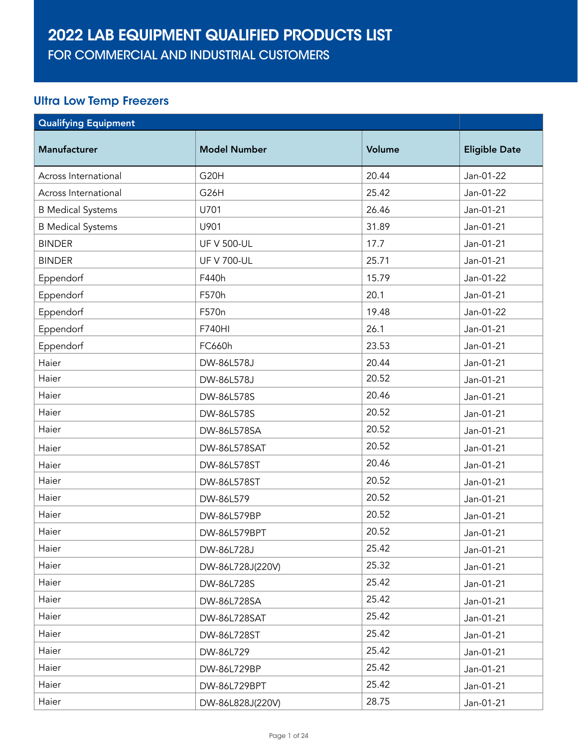# 2022 LAB EQUIPMENT QUALIFIED PRODUCTS LIST

## FOR COMMERCIAL AND INDUSTRIAL CUSTOMERS

### Ultra Low Temp Freezers

| Qualifying Equipment | | | |
|---|---|---|---|
| **Manufacturer** | **Model Number** | **Volume** | **Eligible Date** |
| Across International | G20H | 20.44 | Jan-01-22 |
| Across International | G26H | 25.42 | Jan-01-22 |
| B Medical Systems | U701 | 26.46 | Jan-01-21 |
| B Medical Systems | U901 | 31.89 | Jan-01-21 |
| BINDER | UF V 500-UL | 17.7 | Jan-01-21 |
| BINDER | UF V 700-UL | 25.71 | Jan-01-21 |
| Eppendorf | F440h | 15.79 | Jan-01-22 |
| Eppendorf | F570h | 20.1 | Jan-01-21 |
| Eppendorf | F570n | 19.48 | Jan-01-22 |
| Eppendorf | F740HI | 26.1 | Jan-01-21 |
| Eppendorf | FC660h | 23.53 | Jan-01-21 |
| Haier | DW-86L578J | 20.44 | Jan-01-21 |
| Haier | DW-86L578J | 20.52 | Jan-01-21 |
| Haier | DW-86L578S | 20.46 | Jan-01-21 |
| Haier | DW-86L578S | 20.52 | Jan-01-21 |
| Haier | DW-86L578SA | 20.52 | Jan-01-21 |
| Haier | DW-86L578SAT | 20.52 | Jan-01-21 |
| Haier | DW-86L578ST | 20.46 | Jan-01-21 |
| Haier | DW-86L578ST | 20.52 | Jan-01-21 |
| Haier | DW-86L579 | 20.52 | Jan-01-21 |
| Haier | DW-86L579BP | 20.52 | Jan-01-21 |
| Haier | DW-86L579BPT | 20.52 | Jan-01-21 |
| Haier | DW-86L728J | 25.42 | Jan-01-21 |
| Haier | DW-86L728J(220V) | 25.32 | Jan-01-21 |
| Haier | DW-86L728S | 25.42 | Jan-01-21 |
| Haier | DW-86L728SA | 25.42 | Jan-01-21 |
| Haier | DW-86L728SAT | 25.42 | Jan-01-21 |
| Haier | DW-86L728ST | 25.42 | Jan-01-21 |
| Haier | DW-86L729 | 25.42 | Jan-01-21 |
| Haier | DW-86L729BP | 25.42 | Jan-01-21 |
| Haier | DW-86L729BPT | 25.42 | Jan-01-21 |
| Haier | DW-86L828J(220V) | 28.75 | Jan-01-21 |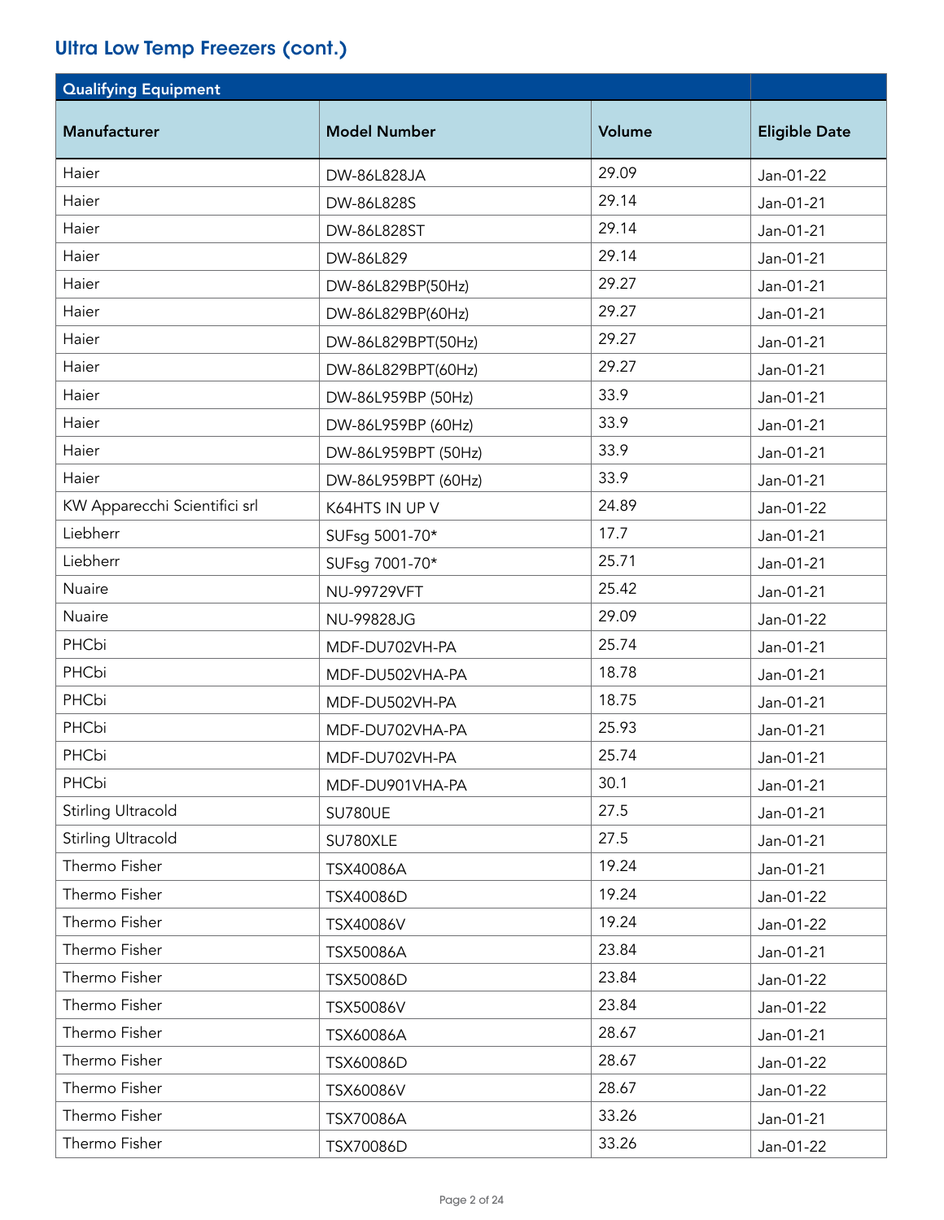## Ultra Low Temp Freezers (cont.)

| Qualifying Equipment | | | |
|---|---|---|---|
| **Manufacturer** | **Model Number** | **Volume** | **Eligible Date** |
| Haier | DW-86L828JA | 29.09 | Jan-01-22 |
| Haier | DW-86L828S | 29.14 | Jan-01-21 |
| Haier | DW-86L828ST | 29.14 | Jan-01-21 |
| Haier | DW-86L829 | 29.14 | Jan-01-21 |
| Haier | DW-86L829BP(50Hz) | 29.27 | Jan-01-21 |
| Haier | DW-86L829BP(60Hz) | 29.27 | Jan-01-21 |
| Haier | DW-86L829BPT(50Hz) | 29.27 | Jan-01-21 |
| Haier | DW-86L829BPT(60Hz) | 29.27 | Jan-01-21 |
| Haier | DW-86L959BP (50Hz) | 33.9 | Jan-01-21 |
| Haier | DW-86L959BP (60Hz) | 33.9 | Jan-01-21 |
| Haier | DW-86L959BPT (50Hz) | 33.9 | Jan-01-21 |
| Haier | DW-86L959BPT (60Hz) | 33.9 | Jan-01-21 |
| KW Apparecchi Scientifici srl | K64HTS IN UP V | 24.89 | Jan-01-22 |
| Liebherr | SUFsg 5001-70* | 17.7 | Jan-01-21 |
| Liebherr | SUFsg 7001-70* | 25.71 | Jan-01-21 |
| Nuaire | NU-99729VFT | 25.42 | Jan-01-21 |
| Nuaire | NU-99828JG | 29.09 | Jan-01-22 |
| PHCbi | MDF-DU702VH-PA | 25.74 | Jan-01-21 |
| PHCbi | MDF-DU502VHA-PA | 18.78 | Jan-01-21 |
| PHCbi | MDF-DU502VH-PA | 18.75 | Jan-01-21 |
| PHCbi | MDF-DU702VHA-PA | 25.93 | Jan-01-21 |
| PHCbi | MDF-DU702VH-PA | 25.74 | Jan-01-21 |
| PHCbi | MDF-DU901VHA-PA | 30.1 | Jan-01-21 |
| Stirling Ultracold | SU780UE | 27.5 | Jan-01-21 |
| Stirling Ultracold | SU780XLE | 27.5 | Jan-01-21 |
| Thermo Fisher | TSX40086A | 19.24 | Jan-01-21 |
| Thermo Fisher | TSX40086D | 19.24 | Jan-01-22 |
| Thermo Fisher | TSX40086V | 19.24 | Jan-01-22 |
| Thermo Fisher | TSX50086A | 23.84 | Jan-01-21 |
| Thermo Fisher | TSX50086D | 23.84 | Jan-01-22 |
| Thermo Fisher | TSX50086V | 23.84 | Jan-01-22 |
| Thermo Fisher | TSX60086A | 28.67 | Jan-01-21 |
| Thermo Fisher | TSX60086D | 28.67 | Jan-01-22 |
| Thermo Fisher | TSX60086V | 28.67 | Jan-01-22 |
| Thermo Fisher | TSX70086A | 33.26 | Jan-01-21 |
| Thermo Fisher | TSX70086D | 33.26 | Jan-01-22 |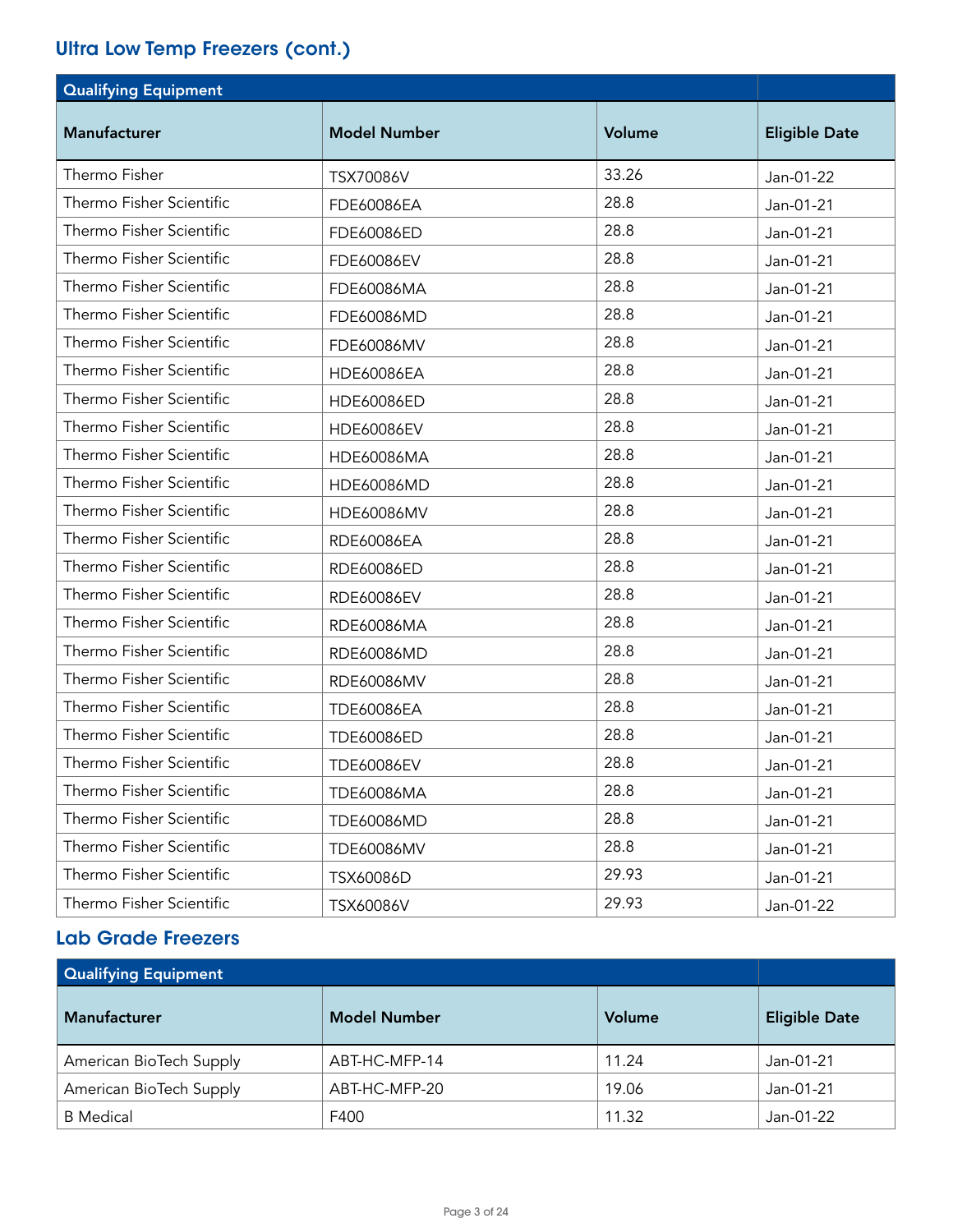## Ultra Low Temp Freezers (cont.)

| Qualifying Equipment | | | |
|---|---|---|---|
| **Manufacturer** | **Model Number** | **Volume** | **Eligible Date** |
| Thermo Fisher | TSX70086V | 33.26 | Jan-01-22 |
| Thermo Fisher Scientific | FDE60086EA | 28.8 | Jan-01-21 |
| Thermo Fisher Scientific | FDE60086ED | 28.8 | Jan-01-21 |
| Thermo Fisher Scientific | FDE60086EV | 28.8 | Jan-01-21 |
| Thermo Fisher Scientific | FDE60086MA | 28.8 | Jan-01-21 |
| Thermo Fisher Scientific | FDE60086MD | 28.8 | Jan-01-21 |
| Thermo Fisher Scientific | FDE60086MV | 28.8 | Jan-01-21 |
| Thermo Fisher Scientific | HDE60086EA | 28.8 | Jan-01-21 |
| Thermo Fisher Scientific | HDE60086ED | 28.8 | Jan-01-21 |
| Thermo Fisher Scientific | HDE60086EV | 28.8 | Jan-01-21 |
| Thermo Fisher Scientific | HDE60086MA | 28.8 | Jan-01-21 |
| Thermo Fisher Scientific | HDE60086MD | 28.8 | Jan-01-21 |
| Thermo Fisher Scientific | HDE60086MV | 28.8 | Jan-01-21 |
| Thermo Fisher Scientific | RDE60086EA | 28.8 | Jan-01-21 |
| Thermo Fisher Scientific | RDE60086ED | 28.8 | Jan-01-21 |
| Thermo Fisher Scientific | RDE60086EV | 28.8 | Jan-01-21 |
| Thermo Fisher Scientific | RDE60086MA | 28.8 | Jan-01-21 |
| Thermo Fisher Scientific | RDE60086MD | 28.8 | Jan-01-21 |
| Thermo Fisher Scientific | RDE60086MV | 28.8 | Jan-01-21 |
| Thermo Fisher Scientific | TDE60086EA | 28.8 | Jan-01-21 |
| Thermo Fisher Scientific | TDE60086ED | 28.8 | Jan-01-21 |
| Thermo Fisher Scientific | TDE60086EV | 28.8 | Jan-01-21 |
| Thermo Fisher Scientific | TDE60086MA | 28.8 | Jan-01-21 |
| Thermo Fisher Scientific | TDE60086MD | 28.8 | Jan-01-21 |
| Thermo Fisher Scientific | TDE60086MV | 28.8 | Jan-01-21 |
| Thermo Fisher Scientific | TSX60086D | 29.93 | Jan-01-21 |
| Thermo Fisher Scientific | TSX60086V | 29.93 | Jan-01-22 |

## Lab Grade Freezers

| Qualifying Equipment | | | |
|---|---|---|---|
| **Manufacturer** | **Model Number** | **Volume** | **Eligible Date** |
| American BioTech Supply | ABT-HC-MFP-14 | 11.24 | Jan-01-21 |
| American BioTech Supply | ABT-HC-MFP-20 | 19.06 | Jan-01-21 |
| B Medical | F400 | 11.32 | Jan-01-22 |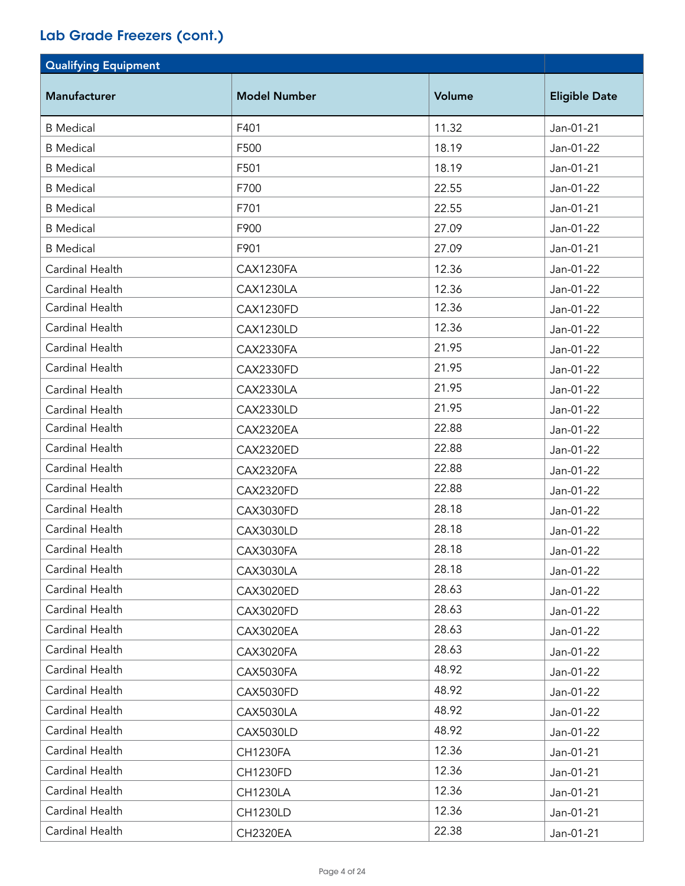## Lab Grade Freezers (cont.)

| Qualifying Equipment | | | |
|---|---|---|---|
| **Manufacturer** | **Model Number** | **Volume** | **Eligible Date** |
| B Medical | F401 | 11.32 | Jan-01-21 |
| B Medical | F500 | 18.19 | Jan-01-22 |
| B Medical | F501 | 18.19 | Jan-01-21 |
| B Medical | F700 | 22.55 | Jan-01-22 |
| B Medical | F701 | 22.55 | Jan-01-21 |
| B Medical | F900 | 27.09 | Jan-01-22 |
| B Medical | F901 | 27.09 | Jan-01-21 |
| Cardinal Health | CAX1230FA | 12.36 | Jan-01-22 |
| Cardinal Health | CAX1230LA | 12.36 | Jan-01-22 |
| Cardinal Health | CAX1230FD | 12.36 | Jan-01-22 |
| Cardinal Health | CAX1230LD | 12.36 | Jan-01-22 |
| Cardinal Health | CAX2330FA | 21.95 | Jan-01-22 |
| Cardinal Health | CAX2330FD | 21.95 | Jan-01-22 |
| Cardinal Health | CAX2330LA | 21.95 | Jan-01-22 |
| Cardinal Health | CAX2330LD | 21.95 | Jan-01-22 |
| Cardinal Health | CAX2320EA | 22.88 | Jan-01-22 |
| Cardinal Health | CAX2320ED | 22.88 | Jan-01-22 |
| Cardinal Health | CAX2320FA | 22.88 | Jan-01-22 |
| Cardinal Health | CAX2320FD | 22.88 | Jan-01-22 |
| Cardinal Health | CAX3030FD | 28.18 | Jan-01-22 |
| Cardinal Health | CAX3030LD | 28.18 | Jan-01-22 |
| Cardinal Health | CAX3030FA | 28.18 | Jan-01-22 |
| Cardinal Health | CAX3030LA | 28.18 | Jan-01-22 |
| Cardinal Health | CAX3020ED | 28.63 | Jan-01-22 |
| Cardinal Health | CAX3020FD | 28.63 | Jan-01-22 |
| Cardinal Health | CAX3020EA | 28.63 | Jan-01-22 |
| Cardinal Health | CAX3020FA | 28.63 | Jan-01-22 |
| Cardinal Health | CAX5030FA | 48.92 | Jan-01-22 |
| Cardinal Health | CAX5030FD | 48.92 | Jan-01-22 |
| Cardinal Health | CAX5030LA | 48.92 | Jan-01-22 |
| Cardinal Health | CAX5030LD | 48.92 | Jan-01-22 |
| Cardinal Health | CH1230FA | 12.36 | Jan-01-21 |
| Cardinal Health | CH1230FD | 12.36 | Jan-01-21 |
| Cardinal Health | CH1230LA | 12.36 | Jan-01-21 |
| Cardinal Health | CH1230LD | 12.36 | Jan-01-21 |
| Cardinal Health | CH2320EA | 22.38 | Jan-01-21 |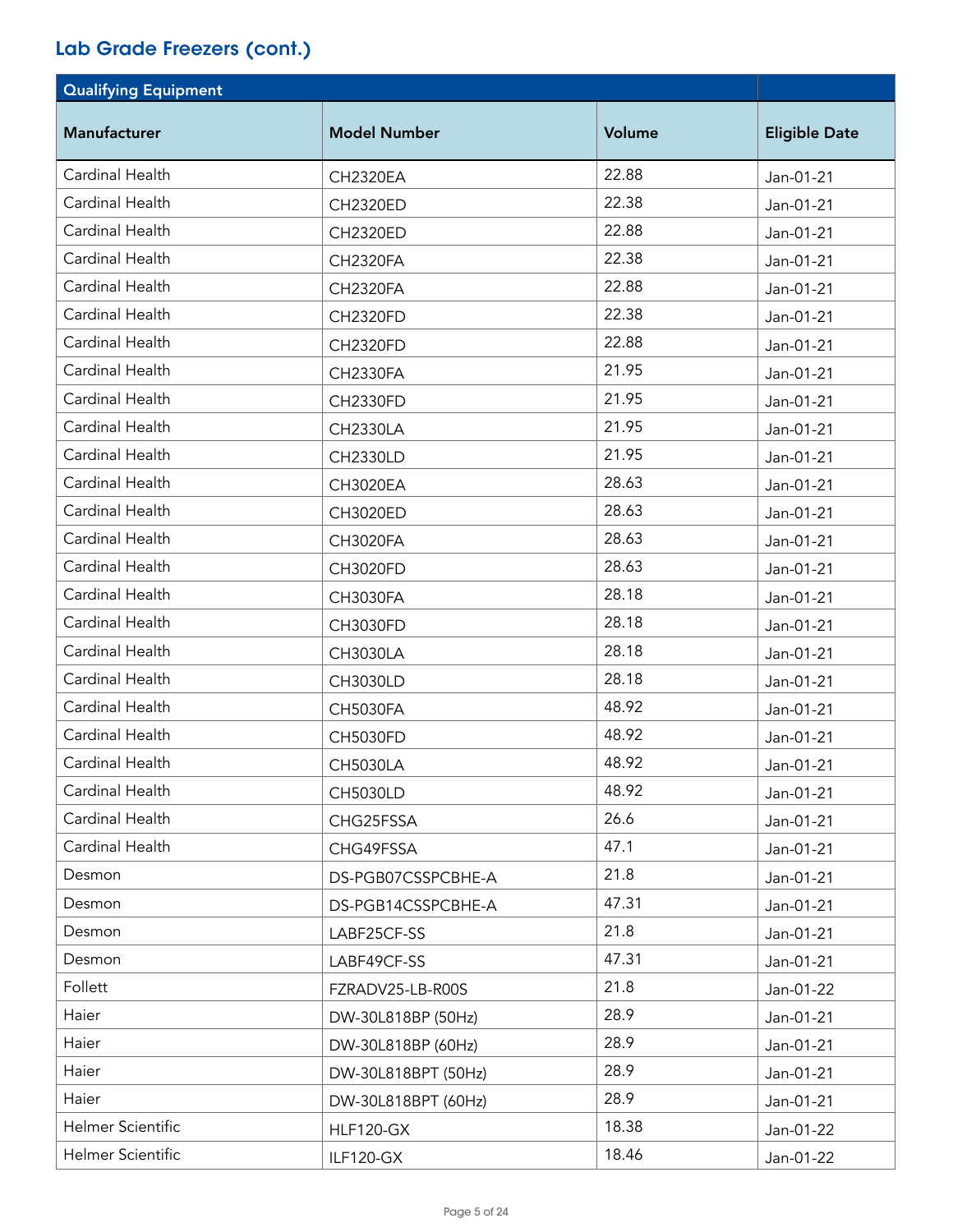## Lab Grade Freezers (cont.)

| Qualifying Equipment | | | |
|---|---|---|---|
| **Manufacturer** | **Model Number** | **Volume** | **Eligible Date** |
| Cardinal Health | CH2320EA | 22.88 | Jan-01-21 |
| Cardinal Health | CH2320ED | 22.38 | Jan-01-21 |
| Cardinal Health | CH2320ED | 22.88 | Jan-01-21 |
| Cardinal Health | CH2320FA | 22.38 | Jan-01-21 |
| Cardinal Health | CH2320FA | 22.88 | Jan-01-21 |
| Cardinal Health | CH2320FD | 22.38 | Jan-01-21 |
| Cardinal Health | CH2320FD | 22.88 | Jan-01-21 |
| Cardinal Health | CH2330FA | 21.95 | Jan-01-21 |
| Cardinal Health | CH2330FD | 21.95 | Jan-01-21 |
| Cardinal Health | CH2330LA | 21.95 | Jan-01-21 |
| Cardinal Health | CH2330LD | 21.95 | Jan-01-21 |
| Cardinal Health | CH3020EA | 28.63 | Jan-01-21 |
| Cardinal Health | CH3020ED | 28.63 | Jan-01-21 |
| Cardinal Health | CH3020FA | 28.63 | Jan-01-21 |
| Cardinal Health | CH3020FD | 28.63 | Jan-01-21 |
| Cardinal Health | CH3030FA | 28.18 | Jan-01-21 |
| Cardinal Health | CH3030FD | 28.18 | Jan-01-21 |
| Cardinal Health | CH3030LA | 28.18 | Jan-01-21 |
| Cardinal Health | CH3030LD | 28.18 | Jan-01-21 |
| Cardinal Health | CH5030FA | 48.92 | Jan-01-21 |
| Cardinal Health | CH5030FD | 48.92 | Jan-01-21 |
| Cardinal Health | CH5030LA | 48.92 | Jan-01-21 |
| Cardinal Health | CH5030LD | 48.92 | Jan-01-21 |
| Cardinal Health | CHG25FSSA | 26.6 | Jan-01-21 |
| Cardinal Health | CHG49FSSA | 47.1 | Jan-01-21 |
| Desmon | DS-PGB07CSSPCBHE-A | 21.8 | Jan-01-21 |
| Desmon | DS-PGB14CSSPCBHE-A | 47.31 | Jan-01-21 |
| Desmon | LABF25CF-SS | 21.8 | Jan-01-21 |
| Desmon | LABF49CF-SS | 47.31 | Jan-01-21 |
| Follett | FZRADV25-LB-R00S | 21.8 | Jan-01-22 |
| Haier | DW-30L818BP (50Hz) | 28.9 | Jan-01-21 |
| Haier | DW-30L818BP (60Hz) | 28.9 | Jan-01-21 |
| Haier | DW-30L818BPT (50Hz) | 28.9 | Jan-01-21 |
| Haier | DW-30L818BPT (60Hz) | 28.9 | Jan-01-21 |
| Helmer Scientific | HLF120-GX | 18.38 | Jan-01-22 |
| Helmer Scientific | ILF120-GX | 18.46 | Jan-01-22 |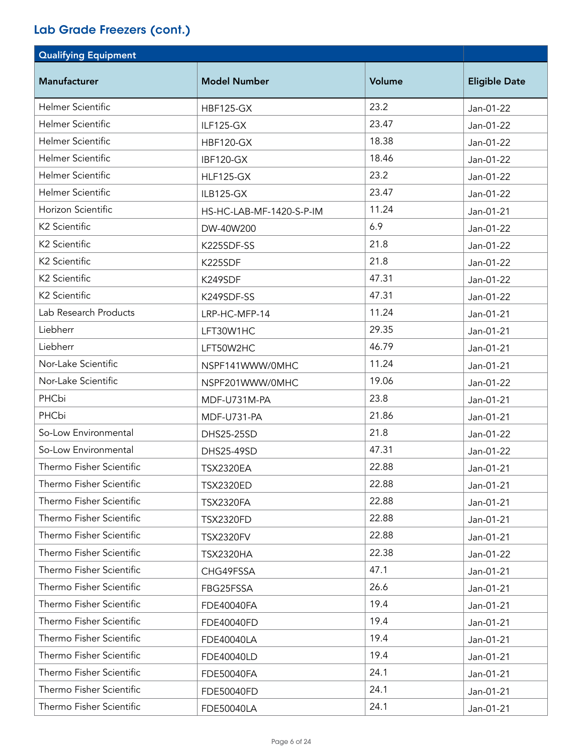## Lab Grade Freezers (cont.)

| Qualifying Equipment | | | |
|---|---|---|---|
| Manufacturer | Model Number | Volume | Eligible Date |
| Helmer Scientific | HBF125-GX | 23.2 | Jan-01-22 |
| Helmer Scientific | ILF125-GX | 23.47 | Jan-01-22 |
| Helmer Scientific | HBF120-GX | 18.38 | Jan-01-22 |
| Helmer Scientific | IBF120-GX | 18.46 | Jan-01-22 |
| Helmer Scientific | HLF125-GX | 23.2 | Jan-01-22 |
| Helmer Scientific | ILB125-GX | 23.47 | Jan-01-22 |
| Horizon Scientific | HS-HC-LAB-MF-1420-S-P-IM | 11.24 | Jan-01-21 |
| K2 Scientific | DW-40W200 | 6.9 | Jan-01-22 |
| K2 Scientific | K225SDF-SS | 21.8 | Jan-01-22 |
| K2 Scientific | K225SDF | 21.8 | Jan-01-22 |
| K2 Scientific | K249SDF | 47.31 | Jan-01-22 |
| K2 Scientific | K249SDF-SS | 47.31 | Jan-01-22 |
| Lab Research Products | LRP-HC-MFP-14 | 11.24 | Jan-01-21 |
| Liebherr | LFT30W1HC | 29.35 | Jan-01-21 |
| Liebherr | LFT50W2HC | 46.79 | Jan-01-21 |
| Nor-Lake Scientific | NSPF141WWW/0MHC | 11.24 | Jan-01-21 |
| Nor-Lake Scientific | NSPF201WWW/0MHC | 19.06 | Jan-01-22 |
| PHCbi | MDF-U731M-PA | 23.8 | Jan-01-21 |
| PHCbi | MDF-U731-PA | 21.86 | Jan-01-21 |
| So-Low Environmental | DHS25-25SD | 21.8 | Jan-01-22 |
| So-Low Environmental | DHS25-49SD | 47.31 | Jan-01-22 |
| Thermo Fisher Scientific | TSX2320EA | 22.88 | Jan-01-21 |
| Thermo Fisher Scientific | TSX2320ED | 22.88 | Jan-01-21 |
| Thermo Fisher Scientific | TSX2320FA | 22.88 | Jan-01-21 |
| Thermo Fisher Scientific | TSX2320FD | 22.88 | Jan-01-21 |
| Thermo Fisher Scientific | TSX2320FV | 22.88 | Jan-01-21 |
| Thermo Fisher Scientific | TSX2320HA | 22.38 | Jan-01-22 |
| Thermo Fisher Scientific | CHG49FSSA | 47.1 | Jan-01-21 |
| Thermo Fisher Scientific | FBG25FSSA | 26.6 | Jan-01-21 |
| Thermo Fisher Scientific | FDE40040FA | 19.4 | Jan-01-21 |
| Thermo Fisher Scientific | FDE40040FD | 19.4 | Jan-01-21 |
| Thermo Fisher Scientific | FDE40040LA | 19.4 | Jan-01-21 |
| Thermo Fisher Scientific | FDE40040LD | 19.4 | Jan-01-21 |
| Thermo Fisher Scientific | FDE50040FA | 24.1 | Jan-01-21 |
| Thermo Fisher Scientific | FDE50040FD | 24.1 | Jan-01-21 |
| Thermo Fisher Scientific | FDE50040LA | 24.1 | Jan-01-21 |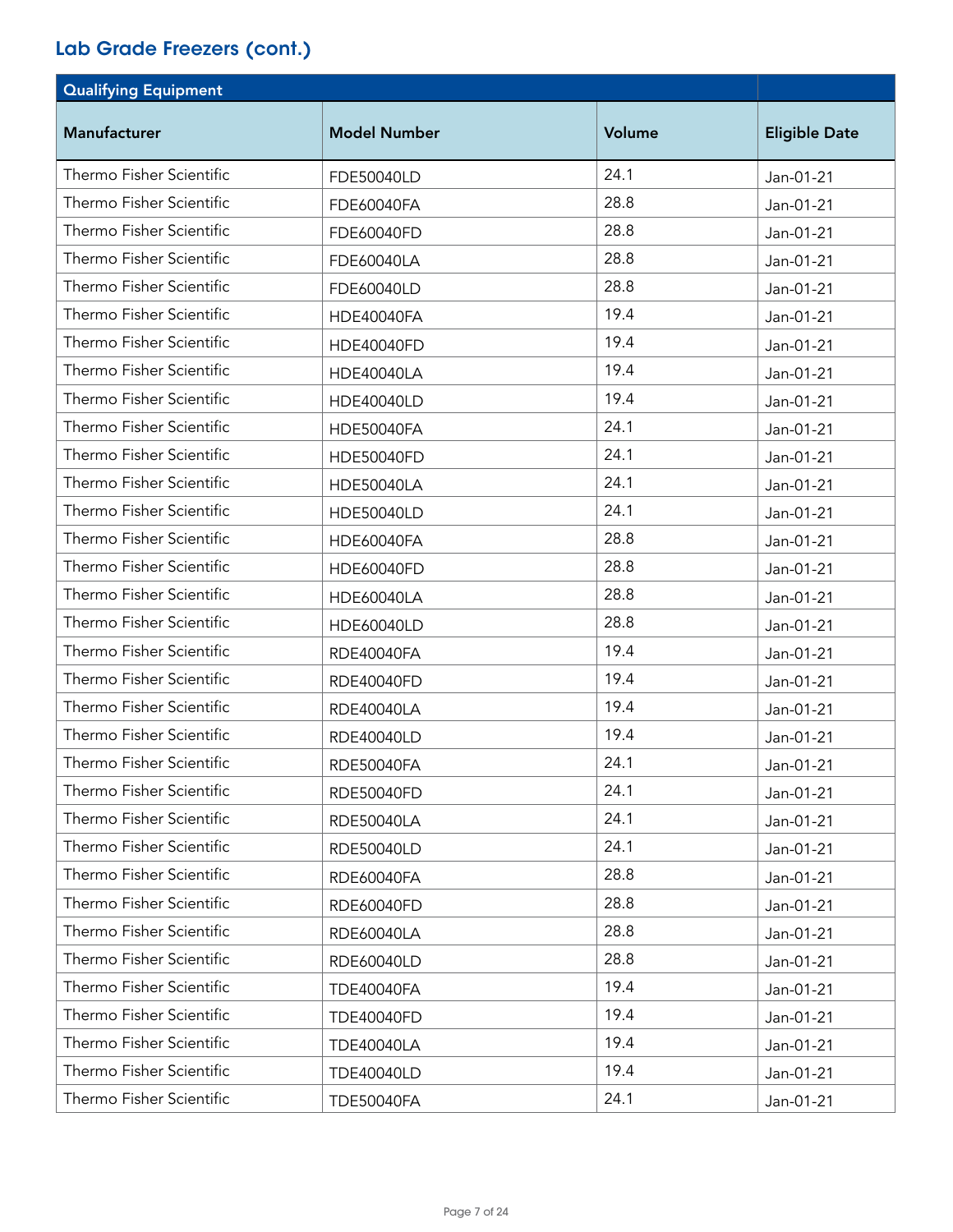## Lab Grade Freezers (cont.)

| Qualifying Equipment | | | |
|---|---|---|---|
| Manufacturer | Model Number | Volume | Eligible Date |
| Thermo Fisher Scientific | FDE50040LD | 24.1 | Jan-01-21 |
| Thermo Fisher Scientific | FDE60040FA | 28.8 | Jan-01-21 |
| Thermo Fisher Scientific | FDE60040FD | 28.8 | Jan-01-21 |
| Thermo Fisher Scientific | FDE60040LA | 28.8 | Jan-01-21 |
| Thermo Fisher Scientific | FDE60040LD | 28.8 | Jan-01-21 |
| Thermo Fisher Scientific | HDE40040FA | 19.4 | Jan-01-21 |
| Thermo Fisher Scientific | HDE40040FD | 19.4 | Jan-01-21 |
| Thermo Fisher Scientific | HDE40040LA | 19.4 | Jan-01-21 |
| Thermo Fisher Scientific | HDE40040LD | 19.4 | Jan-01-21 |
| Thermo Fisher Scientific | HDE50040FA | 24.1 | Jan-01-21 |
| Thermo Fisher Scientific | HDE50040FD | 24.1 | Jan-01-21 |
| Thermo Fisher Scientific | HDE50040LA | 24.1 | Jan-01-21 |
| Thermo Fisher Scientific | HDE50040LD | 24.1 | Jan-01-21 |
| Thermo Fisher Scientific | HDE60040FA | 28.8 | Jan-01-21 |
| Thermo Fisher Scientific | HDE60040FD | 28.8 | Jan-01-21 |
| Thermo Fisher Scientific | HDE60040LA | 28.8 | Jan-01-21 |
| Thermo Fisher Scientific | HDE60040LD | 28.8 | Jan-01-21 |
| Thermo Fisher Scientific | RDE40040FA | 19.4 | Jan-01-21 |
| Thermo Fisher Scientific | RDE40040FD | 19.4 | Jan-01-21 |
| Thermo Fisher Scientific | RDE40040LA | 19.4 | Jan-01-21 |
| Thermo Fisher Scientific | RDE40040LD | 19.4 | Jan-01-21 |
| Thermo Fisher Scientific | RDE50040FA | 24.1 | Jan-01-21 |
| Thermo Fisher Scientific | RDE50040FD | 24.1 | Jan-01-21 |
| Thermo Fisher Scientific | RDE50040LA | 24.1 | Jan-01-21 |
| Thermo Fisher Scientific | RDE50040LD | 24.1 | Jan-01-21 |
| Thermo Fisher Scientific | RDE60040FA | 28.8 | Jan-01-21 |
| Thermo Fisher Scientific | RDE60040FD | 28.8 | Jan-01-21 |
| Thermo Fisher Scientific | RDE60040LA | 28.8 | Jan-01-21 |
| Thermo Fisher Scientific | RDE60040LD | 28.8 | Jan-01-21 |
| Thermo Fisher Scientific | TDE40040FA | 19.4 | Jan-01-21 |
| Thermo Fisher Scientific | TDE40040FD | 19.4 | Jan-01-21 |
| Thermo Fisher Scientific | TDE40040LA | 19.4 | Jan-01-21 |
| Thermo Fisher Scientific | TDE40040LD | 19.4 | Jan-01-21 |
| Thermo Fisher Scientific | TDE50040FA | 24.1 | Jan-01-21 |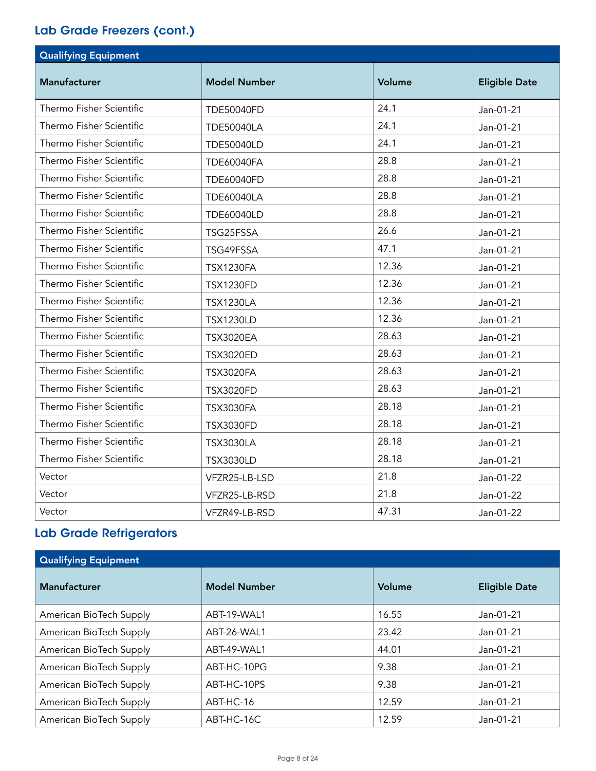## Lab Grade Freezers (cont.)

| Qualifying Equipment | | | |
|---|---|---|---|
| Manufacturer | Model Number | Volume | Eligible Date |
| Thermo Fisher Scientific | TDE50040FD | 24.1 | Jan-01-21 |
| Thermo Fisher Scientific | TDE50040LA | 24.1 | Jan-01-21 |
| Thermo Fisher Scientific | TDE50040LD | 24.1 | Jan-01-21 |
| Thermo Fisher Scientific | TDE60040FA | 28.8 | Jan-01-21 |
| Thermo Fisher Scientific | TDE60040FD | 28.8 | Jan-01-21 |
| Thermo Fisher Scientific | TDE60040LA | 28.8 | Jan-01-21 |
| Thermo Fisher Scientific | TDE60040LD | 28.8 | Jan-01-21 |
| Thermo Fisher Scientific | TSG25FSSA | 26.6 | Jan-01-21 |
| Thermo Fisher Scientific | TSG49FSSA | 47.1 | Jan-01-21 |
| Thermo Fisher Scientific | TSX1230FA | 12.36 | Jan-01-21 |
| Thermo Fisher Scientific | TSX1230FD | 12.36 | Jan-01-21 |
| Thermo Fisher Scientific | TSX1230LA | 12.36 | Jan-01-21 |
| Thermo Fisher Scientific | TSX1230LD | 12.36 | Jan-01-21 |
| Thermo Fisher Scientific | TSX3020EA | 28.63 | Jan-01-21 |
| Thermo Fisher Scientific | TSX3020ED | 28.63 | Jan-01-21 |
| Thermo Fisher Scientific | TSX3020FA | 28.63 | Jan-01-21 |
| Thermo Fisher Scientific | TSX3020FD | 28.63 | Jan-01-21 |
| Thermo Fisher Scientific | TSX3030FA | 28.18 | Jan-01-21 |
| Thermo Fisher Scientific | TSX3030FD | 28.18 | Jan-01-21 |
| Thermo Fisher Scientific | TSX3030LA | 28.18 | Jan-01-21 |
| Thermo Fisher Scientific | TSX3030LD | 28.18 | Jan-01-21 |
| Vector | VFZR25-LB-LSD | 21.8 | Jan-01-22 |
| Vector | VFZR25-LB-RSD | 21.8 | Jan-01-22 |
| Vector | VFZR49-LB-RSD | 47.31 | Jan-01-22 |

## Lab Grade Refrigerators

| Qualifying Equipment | | | |
|---|---|---|---|
| Manufacturer | Model Number | Volume | Eligible Date |
| American BioTech Supply | ABT-19-WAL1 | 16.55 | Jan-01-21 |
| American BioTech Supply | ABT-26-WAL1 | 23.42 | Jan-01-21 |
| American BioTech Supply | ABT-49-WAL1 | 44.01 | Jan-01-21 |
| American BioTech Supply | ABT-HC-10PG | 9.38 | Jan-01-21 |
| American BioTech Supply | ABT-HC-10PS | 9.38 | Jan-01-21 |
| American BioTech Supply | ABT-HC-16 | 12.59 | Jan-01-21 |
| American BioTech Supply | ABT-HC-16C | 12.59 | Jan-01-21 |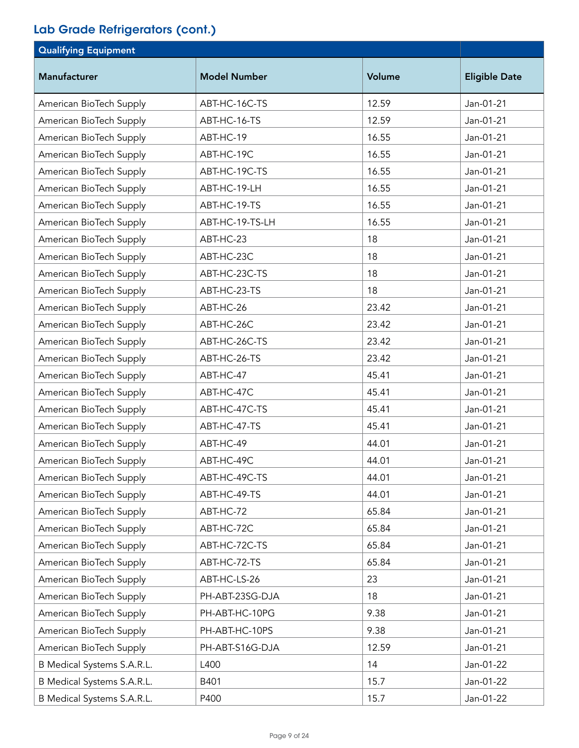## Lab Grade Refrigerators (cont.)

| Qualifying Equipment | | | |
|---|---|---|---|
| **Manufacturer** | **Model Number** | **Volume** | **Eligible Date** |
| American BioTech Supply | ABT-HC-16C-TS | 12.59 | Jan-01-21 |
| American BioTech Supply | ABT-HC-16-TS | 12.59 | Jan-01-21 |
| American BioTech Supply | ABT-HC-19 | 16.55 | Jan-01-21 |
| American BioTech Supply | ABT-HC-19C | 16.55 | Jan-01-21 |
| American BioTech Supply | ABT-HC-19C-TS | 16.55 | Jan-01-21 |
| American BioTech Supply | ABT-HC-19-LH | 16.55 | Jan-01-21 |
| American BioTech Supply | ABT-HC-19-TS | 16.55 | Jan-01-21 |
| American BioTech Supply | ABT-HC-19-TS-LH | 16.55 | Jan-01-21 |
| American BioTech Supply | ABT-HC-23 | 18 | Jan-01-21 |
| American BioTech Supply | ABT-HC-23C | 18 | Jan-01-21 |
| American BioTech Supply | ABT-HC-23C-TS | 18 | Jan-01-21 |
| American BioTech Supply | ABT-HC-23-TS | 18 | Jan-01-21 |
| American BioTech Supply | ABT-HC-26 | 23.42 | Jan-01-21 |
| American BioTech Supply | ABT-HC-26C | 23.42 | Jan-01-21 |
| American BioTech Supply | ABT-HC-26C-TS | 23.42 | Jan-01-21 |
| American BioTech Supply | ABT-HC-26-TS | 23.42 | Jan-01-21 |
| American BioTech Supply | ABT-HC-47 | 45.41 | Jan-01-21 |
| American BioTech Supply | ABT-HC-47C | 45.41 | Jan-01-21 |
| American BioTech Supply | ABT-HC-47C-TS | 45.41 | Jan-01-21 |
| American BioTech Supply | ABT-HC-47-TS | 45.41 | Jan-01-21 |
| American BioTech Supply | ABT-HC-49 | 44.01 | Jan-01-21 |
| American BioTech Supply | ABT-HC-49C | 44.01 | Jan-01-21 |
| American BioTech Supply | ABT-HC-49C-TS | 44.01 | Jan-01-21 |
| American BioTech Supply | ABT-HC-49-TS | 44.01 | Jan-01-21 |
| American BioTech Supply | ABT-HC-72 | 65.84 | Jan-01-21 |
| American BioTech Supply | ABT-HC-72C | 65.84 | Jan-01-21 |
| American BioTech Supply | ABT-HC-72C-TS | 65.84 | Jan-01-21 |
| American BioTech Supply | ABT-HC-72-TS | 65.84 | Jan-01-21 |
| American BioTech Supply | ABT-HC-LS-26 | 23 | Jan-01-21 |
| American BioTech Supply | PH-ABT-23SG-DJA | 18 | Jan-01-21 |
| American BioTech Supply | PH-ABT-HC-10PG | 9.38 | Jan-01-21 |
| American BioTech Supply | PH-ABT-HC-10PS | 9.38 | Jan-01-21 |
| American BioTech Supply | PH-ABT-S16G-DJA | 12.59 | Jan-01-21 |
| B Medical Systems S.A.R.L. | L400 | 14 | Jan-01-22 |
| B Medical Systems S.A.R.L. | B401 | 15.7 | Jan-01-22 |
| B Medical Systems S.A.R.L. | P400 | 15.7 | Jan-01-22 |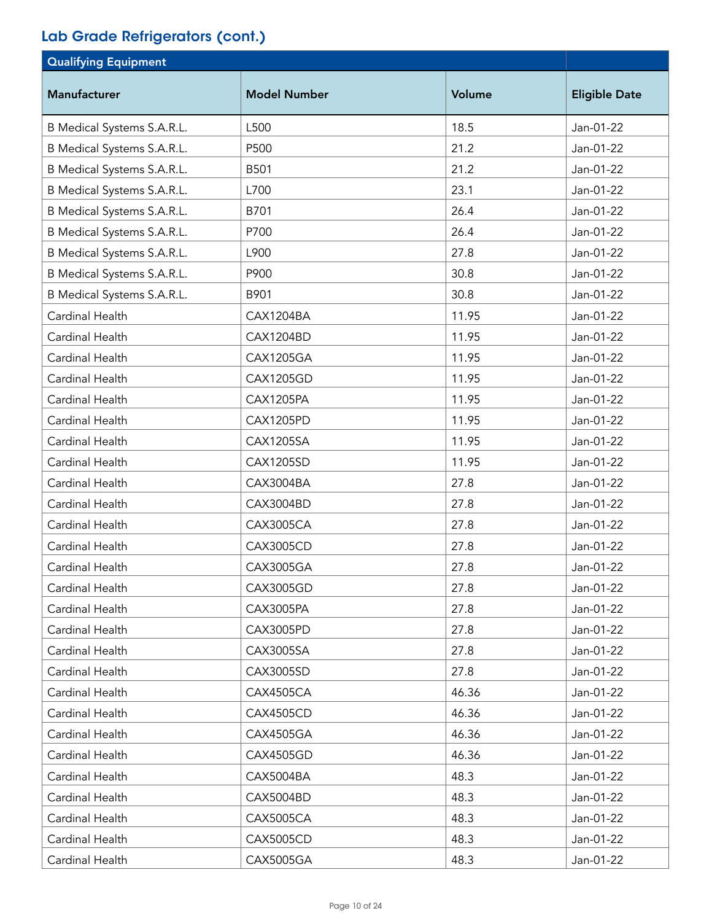## Lab Grade Refrigerators (cont.)

| Qualifying Equipment | | | |
|---|---|---|---|
| **Manufacturer** | **Model Number** | **Volume** | **Eligible Date** |
| B Medical Systems S.A.R.L. | L500 | 18.5 | Jan-01-22 |
| B Medical Systems S.A.R.L. | P500 | 21.2 | Jan-01-22 |
| B Medical Systems S.A.R.L. | B501 | 21.2 | Jan-01-22 |
| B Medical Systems S.A.R.L. | L700 | 23.1 | Jan-01-22 |
| B Medical Systems S.A.R.L. | B701 | 26.4 | Jan-01-22 |
| B Medical Systems S.A.R.L. | P700 | 26.4 | Jan-01-22 |
| B Medical Systems S.A.R.L. | L900 | 27.8 | Jan-01-22 |
| B Medical Systems S.A.R.L. | P900 | 30.8 | Jan-01-22 |
| B Medical Systems S.A.R.L. | B901 | 30.8 | Jan-01-22 |
| Cardinal Health | CAX1204BA | 11.95 | Jan-01-22 |
| Cardinal Health | CAX1204BD | 11.95 | Jan-01-22 |
| Cardinal Health | CAX1205GA | 11.95 | Jan-01-22 |
| Cardinal Health | CAX1205GD | 11.95 | Jan-01-22 |
| Cardinal Health | CAX1205PA | 11.95 | Jan-01-22 |
| Cardinal Health | CAX1205PD | 11.95 | Jan-01-22 |
| Cardinal Health | CAX1205SA | 11.95 | Jan-01-22 |
| Cardinal Health | CAX1205SD | 11.95 | Jan-01-22 |
| Cardinal Health | CAX3004BA | 27.8 | Jan-01-22 |
| Cardinal Health | CAX3004BD | 27.8 | Jan-01-22 |
| Cardinal Health | CAX3005CA | 27.8 | Jan-01-22 |
| Cardinal Health | CAX3005CD | 27.8 | Jan-01-22 |
| Cardinal Health | CAX3005GA | 27.8 | Jan-01-22 |
| Cardinal Health | CAX3005GD | 27.8 | Jan-01-22 |
| Cardinal Health | CAX3005PA | 27.8 | Jan-01-22 |
| Cardinal Health | CAX3005PD | 27.8 | Jan-01-22 |
| Cardinal Health | CAX3005SA | 27.8 | Jan-01-22 |
| Cardinal Health | CAX3005SD | 27.8 | Jan-01-22 |
| Cardinal Health | CAX4505CA | 46.36 | Jan-01-22 |
| Cardinal Health | CAX4505CD | 46.36 | Jan-01-22 |
| Cardinal Health | CAX4505GA | 46.36 | Jan-01-22 |
| Cardinal Health | CAX4505GD | 46.36 | Jan-01-22 |
| Cardinal Health | CAX5004BA | 48.3 | Jan-01-22 |
| Cardinal Health | CAX5004BD | 48.3 | Jan-01-22 |
| Cardinal Health | CAX5005CA | 48.3 | Jan-01-22 |
| Cardinal Health | CAX5005CD | 48.3 | Jan-01-22 |
| Cardinal Health | CAX5005GA | 48.3 | Jan-01-22 |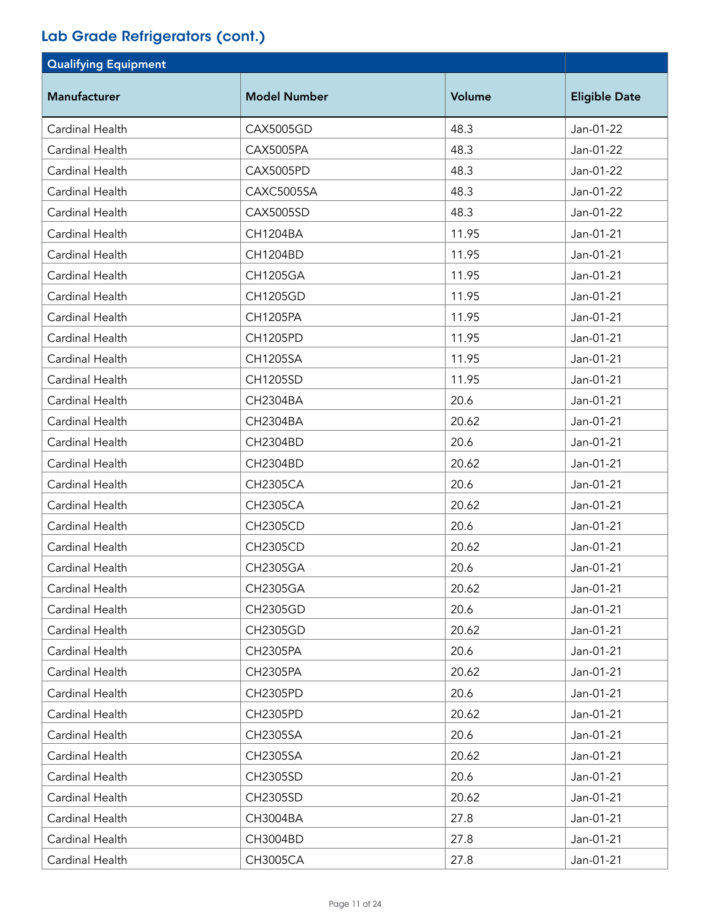## Lab Grade Refrigerators (cont.)

| Qualifying Equipment | | | |
|---|---|---|---|
| **Manufacturer** | **Model Number** | **Volume** | **Eligible Date** |
| Cardinal Health | CAX5005GD | 48.3 | Jan-01-22 |
| Cardinal Health | CAX5005PA | 48.3 | Jan-01-22 |
| Cardinal Health | CAX5005PD | 48.3 | Jan-01-22 |
| Cardinal Health | CAXC5005SA | 48.3 | Jan-01-22 |
| Cardinal Health | CAX5005SD | 48.3 | Jan-01-22 |
| Cardinal Health | CH1204BA | 11.95 | Jan-01-21 |
| Cardinal Health | CH1204BD | 11.95 | Jan-01-21 |
| Cardinal Health | CH1205GA | 11.95 | Jan-01-21 |
| Cardinal Health | CH1205GD | 11.95 | Jan-01-21 |
| Cardinal Health | CH1205PA | 11.95 | Jan-01-21 |
| Cardinal Health | CH1205PD | 11.95 | Jan-01-21 |
| Cardinal Health | CH1205SA | 11.95 | Jan-01-21 |
| Cardinal Health | CH1205SD | 11.95 | Jan-01-21 |
| Cardinal Health | CH2304BA | 20.6 | Jan-01-21 |
| Cardinal Health | CH2304BA | 20.62 | Jan-01-21 |
| Cardinal Health | CH2304BD | 20.6 | Jan-01-21 |
| Cardinal Health | CH2304BD | 20.62 | Jan-01-21 |
| Cardinal Health | CH2305CA | 20.6 | Jan-01-21 |
| Cardinal Health | CH2305CA | 20.62 | Jan-01-21 |
| Cardinal Health | CH2305CD | 20.6 | Jan-01-21 |
| Cardinal Health | CH2305CD | 20.62 | Jan-01-21 |
| Cardinal Health | CH2305GA | 20.6 | Jan-01-21 |
| Cardinal Health | CH2305GA | 20.62 | Jan-01-21 |
| Cardinal Health | CH2305GD | 20.6 | Jan-01-21 |
| Cardinal Health | CH2305GD | 20.62 | Jan-01-21 |
| Cardinal Health | CH2305PA | 20.6 | Jan-01-21 |
| Cardinal Health | CH2305PA | 20.62 | Jan-01-21 |
| Cardinal Health | CH2305PD | 20.6 | Jan-01-21 |
| Cardinal Health | CH2305PD | 20.62 | Jan-01-21 |
| Cardinal Health | CH2305SA | 20.6 | Jan-01-21 |
| Cardinal Health | CH2305SA | 20.62 | Jan-01-21 |
| Cardinal Health | CH2305SD | 20.6 | Jan-01-21 |
| Cardinal Health | CH2305SD | 20.62 | Jan-01-21 |
| Cardinal Health | CH3004BA | 27.8 | Jan-01-21 |
| Cardinal Health | CH3004BD | 27.8 | Jan-01-21 |
| Cardinal Health | CH3005CA | 27.8 | Jan-01-21 |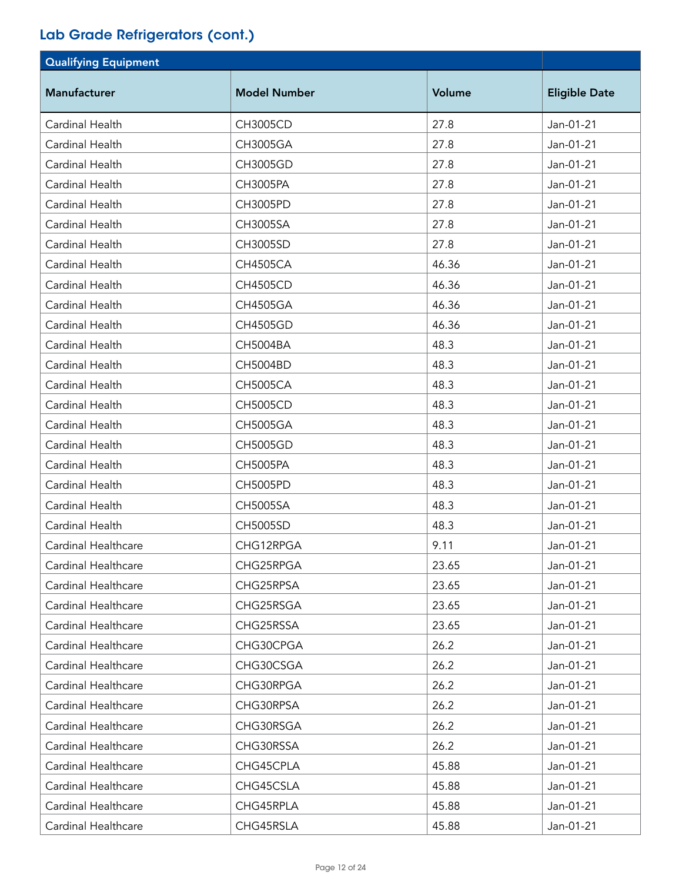## Lab Grade Refrigerators (cont.)

| Qualifying Equipment | | | |
|---|---|---|---|
| **Manufacturer** | **Model Number** | **Volume** | **Eligible Date** |
| Cardinal Health | CH3005CD | 27.8 | Jan-01-21 |
| Cardinal Health | CH3005GA | 27.8 | Jan-01-21 |
| Cardinal Health | CH3005GD | 27.8 | Jan-01-21 |
| Cardinal Health | CH3005PA | 27.8 | Jan-01-21 |
| Cardinal Health | CH3005PD | 27.8 | Jan-01-21 |
| Cardinal Health | CH3005SA | 27.8 | Jan-01-21 |
| Cardinal Health | CH3005SD | 27.8 | Jan-01-21 |
| Cardinal Health | CH4505CA | 46.36 | Jan-01-21 |
| Cardinal Health | CH4505CD | 46.36 | Jan-01-21 |
| Cardinal Health | CH4505GA | 46.36 | Jan-01-21 |
| Cardinal Health | CH4505GD | 46.36 | Jan-01-21 |
| Cardinal Health | CH5004BA | 48.3 | Jan-01-21 |
| Cardinal Health | CH5004BD | 48.3 | Jan-01-21 |
| Cardinal Health | CH5005CA | 48.3 | Jan-01-21 |
| Cardinal Health | CH5005CD | 48.3 | Jan-01-21 |
| Cardinal Health | CH5005GA | 48.3 | Jan-01-21 |
| Cardinal Health | CH5005GD | 48.3 | Jan-01-21 |
| Cardinal Health | CH5005PA | 48.3 | Jan-01-21 |
| Cardinal Health | CH5005PD | 48.3 | Jan-01-21 |
| Cardinal Health | CH5005SA | 48.3 | Jan-01-21 |
| Cardinal Health | CH5005SD | 48.3 | Jan-01-21 |
| Cardinal Healthcare | CHG12RPGA | 9.11 | Jan-01-21 |
| Cardinal Healthcare | CHG25RPGA | 23.65 | Jan-01-21 |
| Cardinal Healthcare | CHG25RPSA | 23.65 | Jan-01-21 |
| Cardinal Healthcare | CHG25RSGA | 23.65 | Jan-01-21 |
| Cardinal Healthcare | CHG25RSSA | 23.65 | Jan-01-21 |
| Cardinal Healthcare | CHG30CPGA | 26.2 | Jan-01-21 |
| Cardinal Healthcare | CHG30CSGA | 26.2 | Jan-01-21 |
| Cardinal Healthcare | CHG30RPGA | 26.2 | Jan-01-21 |
| Cardinal Healthcare | CHG30RPSA | 26.2 | Jan-01-21 |
| Cardinal Healthcare | CHG30RSGA | 26.2 | Jan-01-21 |
| Cardinal Healthcare | CHG30RSSA | 26.2 | Jan-01-21 |
| Cardinal Healthcare | CHG45CPLA | 45.88 | Jan-01-21 |
| Cardinal Healthcare | CHG45CSLA | 45.88 | Jan-01-21 |
| Cardinal Healthcare | CHG45RPLA | 45.88 | Jan-01-21 |
| Cardinal Healthcare | CHG45RSLA | 45.88 | Jan-01-21 |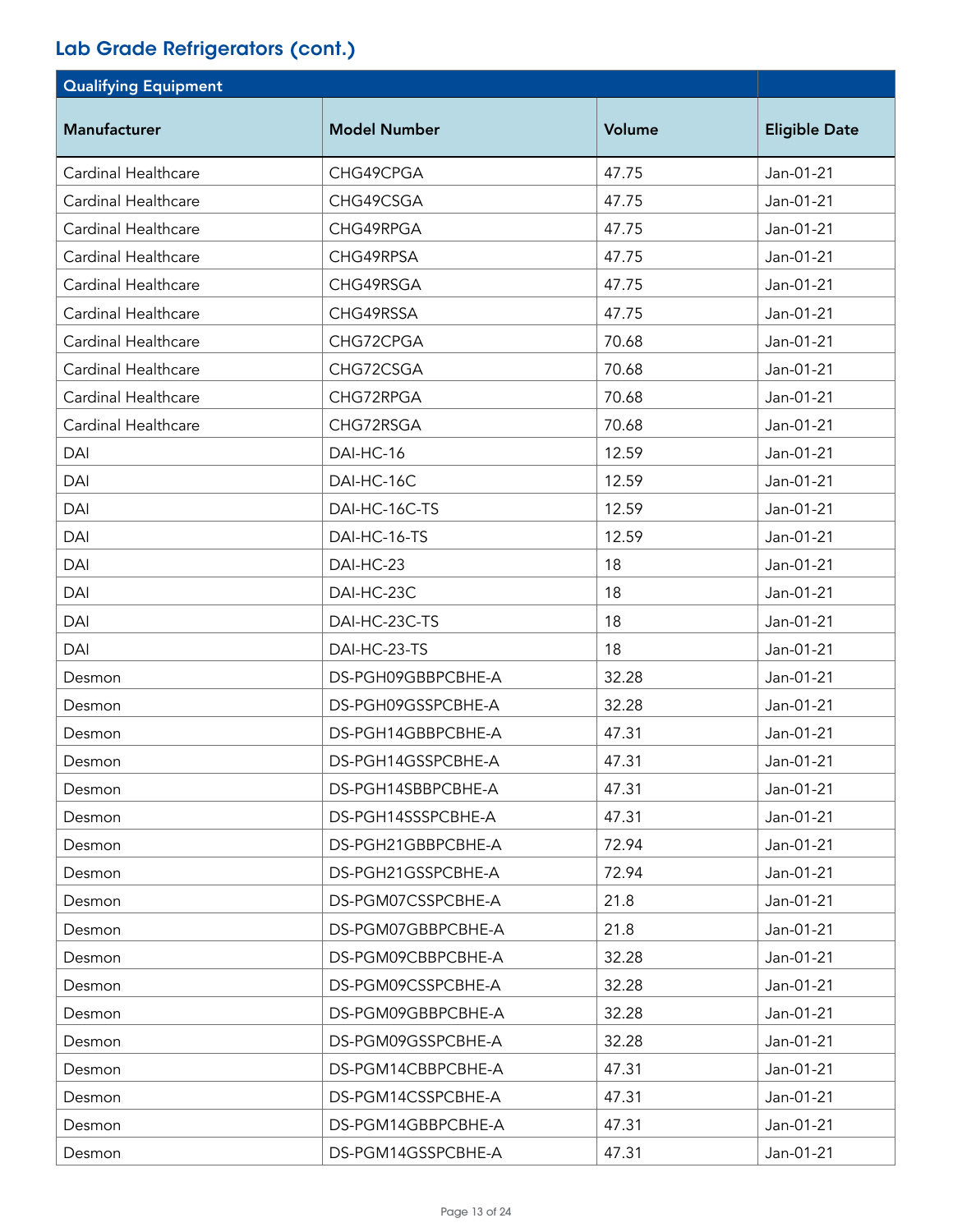## Lab Grade Refrigerators (cont.)

| Qualifying Equipment | | | |
|---|---|---|---|
| **Manufacturer** | **Model Number** | **Volume** | **Eligible Date** |
| Cardinal Healthcare | CHG49CPGA | 47.75 | Jan-01-21 |
| Cardinal Healthcare | CHG49CSGA | 47.75 | Jan-01-21 |
| Cardinal Healthcare | CHG49RPGA | 47.75 | Jan-01-21 |
| Cardinal Healthcare | CHG49RPSA | 47.75 | Jan-01-21 |
| Cardinal Healthcare | CHG49RSGA | 47.75 | Jan-01-21 |
| Cardinal Healthcare | CHG49RSSA | 47.75 | Jan-01-21 |
| Cardinal Healthcare | CHG72CPGA | 70.68 | Jan-01-21 |
| Cardinal Healthcare | CHG72CSGA | 70.68 | Jan-01-21 |
| Cardinal Healthcare | CHG72RPGA | 70.68 | Jan-01-21 |
| Cardinal Healthcare | CHG72RSGA | 70.68 | Jan-01-21 |
| DAI | DAI-HC-16 | 12.59 | Jan-01-21 |
| DAI | DAI-HC-16C | 12.59 | Jan-01-21 |
| DAI | DAI-HC-16C-TS | 12.59 | Jan-01-21 |
| DAI | DAI-HC-16-TS | 12.59 | Jan-01-21 |
| DAI | DAI-HC-23 | 18 | Jan-01-21 |
| DAI | DAI-HC-23C | 18 | Jan-01-21 |
| DAI | DAI-HC-23C-TS | 18 | Jan-01-21 |
| DAI | DAI-HC-23-TS | 18 | Jan-01-21 |
| Desmon | DS-PGH09GBBPCBHE-A | 32.28 | Jan-01-21 |
| Desmon | DS-PGH09GSSPCBHE-A | 32.28 | Jan-01-21 |
| Desmon | DS-PGH14GBBPCBHE-A | 47.31 | Jan-01-21 |
| Desmon | DS-PGH14GSSPCBHE-A | 47.31 | Jan-01-21 |
| Desmon | DS-PGH14SBBPCBHE-A | 47.31 | Jan-01-21 |
| Desmon | DS-PGH14SSSPCBHE-A | 47.31 | Jan-01-21 |
| Desmon | DS-PGH21GBBPCBHE-A | 72.94 | Jan-01-21 |
| Desmon | DS-PGH21GSSPCBHE-A | 72.94 | Jan-01-21 |
| Desmon | DS-PGM07CSSPCBHE-A | 21.8 | Jan-01-21 |
| Desmon | DS-PGM07GBBPCBHE-A | 21.8 | Jan-01-21 |
| Desmon | DS-PGM09CBBPCBHE-A | 32.28 | Jan-01-21 |
| Desmon | DS-PGM09CSSPCBHE-A | 32.28 | Jan-01-21 |
| Desmon | DS-PGM09GBBPCBHE-A | 32.28 | Jan-01-21 |
| Desmon | DS-PGM09GSSPCBHE-A | 32.28 | Jan-01-21 |
| Desmon | DS-PGM14CBBPCBHE-A | 47.31 | Jan-01-21 |
| Desmon | DS-PGM14CSSPCBHE-A | 47.31 | Jan-01-21 |
| Desmon | DS-PGM14GBBPCBHE-A | 47.31 | Jan-01-21 |
| Desmon | DS-PGM14GSSPCBHE-A | 47.31 | Jan-01-21 |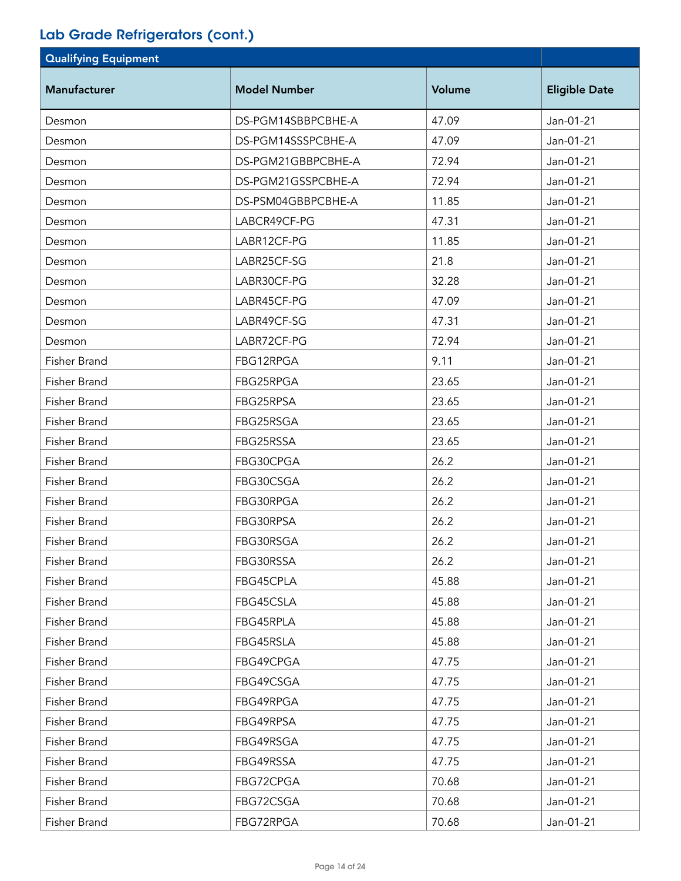## Lab Grade Refrigerators (cont.)

| Qualifying Equipment | | | |
|---|---|---|---|
| **Manufacturer** | **Model Number** | **Volume** | **Eligible Date** |
| Desmon | DS-PGM14SBBPCBHE-A | 47.09 | Jan-01-21 |
| Desmon | DS-PGM14SSSPCBHE-A | 47.09 | Jan-01-21 |
| Desmon | DS-PGM21GBBPCBHE-A | 72.94 | Jan-01-21 |
| Desmon | DS-PGM21GSSPCBHE-A | 72.94 | Jan-01-21 |
| Desmon | DS-PSM04GBBPCBHE-A | 11.85 | Jan-01-21 |
| Desmon | LABCR49CF-PG | 47.31 | Jan-01-21 |
| Desmon | LABR12CF-PG | 11.85 | Jan-01-21 |
| Desmon | LABR25CF-SG | 21.8 | Jan-01-21 |
| Desmon | LABR30CF-PG | 32.28 | Jan-01-21 |
| Desmon | LABR45CF-PG | 47.09 | Jan-01-21 |
| Desmon | LABR49CF-SG | 47.31 | Jan-01-21 |
| Desmon | LABR72CF-PG | 72.94 | Jan-01-21 |
| Fisher Brand | FBG12RPGA | 9.11 | Jan-01-21 |
| Fisher Brand | FBG25RPGA | 23.65 | Jan-01-21 |
| Fisher Brand | FBG25RPSA | 23.65 | Jan-01-21 |
| Fisher Brand | FBG25RSGA | 23.65 | Jan-01-21 |
| Fisher Brand | FBG25RSSA | 23.65 | Jan-01-21 |
| Fisher Brand | FBG30CPGA | 26.2 | Jan-01-21 |
| Fisher Brand | FBG30CSGA | 26.2 | Jan-01-21 |
| Fisher Brand | FBG30RPGA | 26.2 | Jan-01-21 |
| Fisher Brand | FBG30RPSA | 26.2 | Jan-01-21 |
| Fisher Brand | FBG30RSGA | 26.2 | Jan-01-21 |
| Fisher Brand | FBG30RSSA | 26.2 | Jan-01-21 |
| Fisher Brand | FBG45CPLA | 45.88 | Jan-01-21 |
| Fisher Brand | FBG45CSLA | 45.88 | Jan-01-21 |
| Fisher Brand | FBG45RPLA | 45.88 | Jan-01-21 |
| Fisher Brand | FBG45RSLA | 45.88 | Jan-01-21 |
| Fisher Brand | FBG49CPGA | 47.75 | Jan-01-21 |
| Fisher Brand | FBG49CSGA | 47.75 | Jan-01-21 |
| Fisher Brand | FBG49RPGA | 47.75 | Jan-01-21 |
| Fisher Brand | FBG49RPSA | 47.75 | Jan-01-21 |
| Fisher Brand | FBG49RSGA | 47.75 | Jan-01-21 |
| Fisher Brand | FBG49RSSA | 47.75 | Jan-01-21 |
| Fisher Brand | FBG72CPGA | 70.68 | Jan-01-21 |
| Fisher Brand | FBG72CSGA | 70.68 | Jan-01-21 |
| Fisher Brand | FBG72RPGA | 70.68 | Jan-01-21 |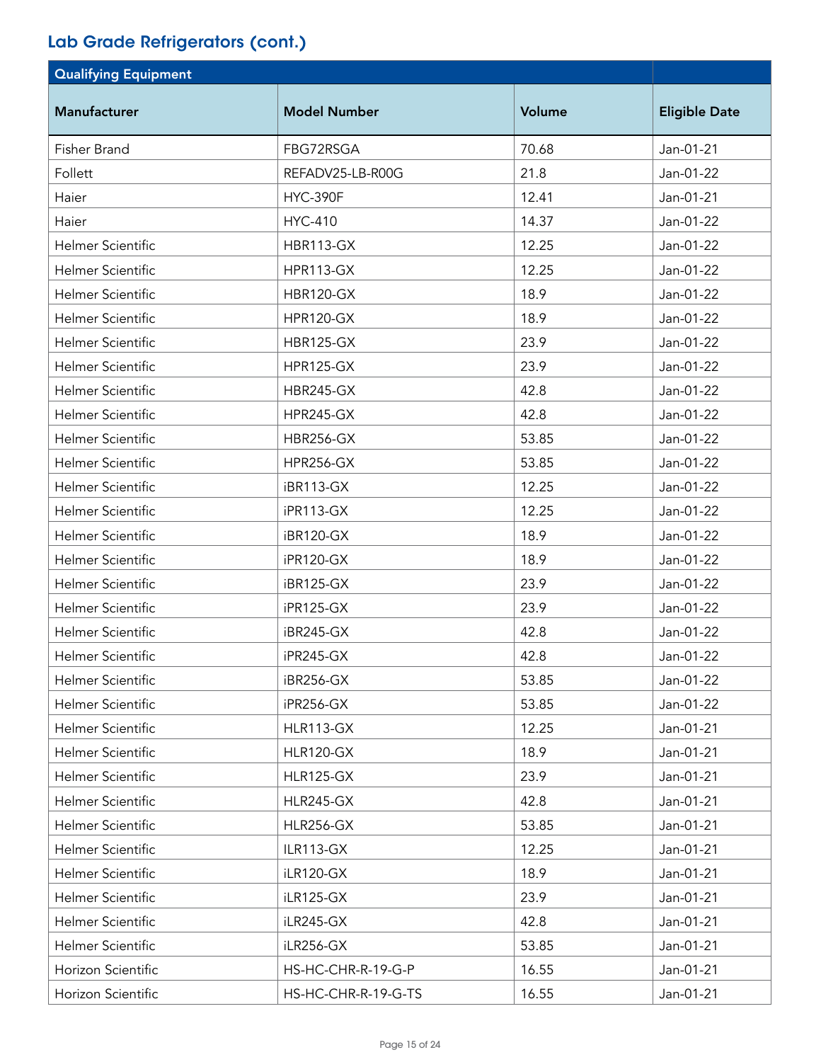## Lab Grade Refrigerators (cont.)

| Qualifying Equipment | | | |
| --- | --- | --- | --- |
| **Manufacturer** | **Model Number** | **Volume** | **Eligible Date** |
| Fisher Brand | FBG72RSGA | 70.68 | Jan-01-21 |
| Follett | REFADV25-LB-R00G | 21.8 | Jan-01-22 |
| Haier | HYC-390F | 12.41 | Jan-01-21 |
| Haier | HYC-410 | 14.37 | Jan-01-22 |
| Helmer Scientific | HBR113-GX | 12.25 | Jan-01-22 |
| Helmer Scientific | HPR113-GX | 12.25 | Jan-01-22 |
| Helmer Scientific | HBR120-GX | 18.9 | Jan-01-22 |
| Helmer Scientific | HPR120-GX | 18.9 | Jan-01-22 |
| Helmer Scientific | HBR125-GX | 23.9 | Jan-01-22 |
| Helmer Scientific | HPR125-GX | 23.9 | Jan-01-22 |
| Helmer Scientific | HBR245-GX | 42.8 | Jan-01-22 |
| Helmer Scientific | HPR245-GX | 42.8 | Jan-01-22 |
| Helmer Scientific | HBR256-GX | 53.85 | Jan-01-22 |
| Helmer Scientific | HPR256-GX | 53.85 | Jan-01-22 |
| Helmer Scientific | iBR113-GX | 12.25 | Jan-01-22 |
| Helmer Scientific | iPR113-GX | 12.25 | Jan-01-22 |
| Helmer Scientific | iBR120-GX | 18.9 | Jan-01-22 |
| Helmer Scientific | iPR120-GX | 18.9 | Jan-01-22 |
| Helmer Scientific | iBR125-GX | 23.9 | Jan-01-22 |
| Helmer Scientific | iPR125-GX | 23.9 | Jan-01-22 |
| Helmer Scientific | iBR245-GX | 42.8 | Jan-01-22 |
| Helmer Scientific | iPR245-GX | 42.8 | Jan-01-22 |
| Helmer Scientific | iBR256-GX | 53.85 | Jan-01-22 |
| Helmer Scientific | iPR256-GX | 53.85 | Jan-01-22 |
| Helmer Scientific | HLR113-GX | 12.25 | Jan-01-21 |
| Helmer Scientific | HLR120-GX | 18.9 | Jan-01-21 |
| Helmer Scientific | HLR125-GX | 23.9 | Jan-01-21 |
| Helmer Scientific | HLR245-GX | 42.8 | Jan-01-21 |
| Helmer Scientific | HLR256-GX | 53.85 | Jan-01-21 |
| Helmer Scientific | ILR113-GX | 12.25 | Jan-01-21 |
| Helmer Scientific | iLR120-GX | 18.9 | Jan-01-21 |
| Helmer Scientific | iLR125-GX | 23.9 | Jan-01-21 |
| Helmer Scientific | iLR245-GX | 42.8 | Jan-01-21 |
| Helmer Scientific | iLR256-GX | 53.85 | Jan-01-21 |
| Horizon Scientific | HS-HC-CHR-R-19-G-P | 16.55 | Jan-01-21 |
| Horizon Scientific | HS-HC-CHR-R-19-G-TS | 16.55 | Jan-01-21 |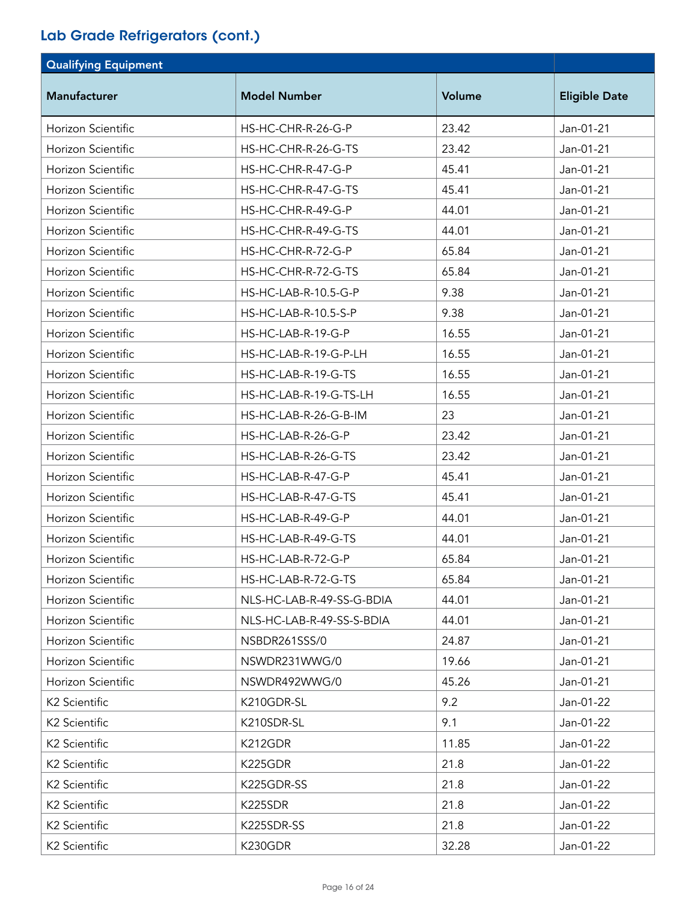## Lab Grade Refrigerators (cont.)

| Qualifying Equipment | | | |
|---|---|---|---|
| **Manufacturer** | **Model Number** | **Volume** | **Eligible Date** |
| Horizon Scientific | HS-HC-CHR-R-26-G-P | 23.42 | Jan-01-21 |
| Horizon Scientific | HS-HC-CHR-R-26-G-TS | 23.42 | Jan-01-21 |
| Horizon Scientific | HS-HC-CHR-R-47-G-P | 45.41 | Jan-01-21 |
| Horizon Scientific | HS-HC-CHR-R-47-G-TS | 45.41 | Jan-01-21 |
| Horizon Scientific | HS-HC-CHR-R-49-G-P | 44.01 | Jan-01-21 |
| Horizon Scientific | HS-HC-CHR-R-49-G-TS | 44.01 | Jan-01-21 |
| Horizon Scientific | HS-HC-CHR-R-72-G-P | 65.84 | Jan-01-21 |
| Horizon Scientific | HS-HC-CHR-R-72-G-TS | 65.84 | Jan-01-21 |
| Horizon Scientific | HS-HC-LAB-R-10.5-G-P | 9.38 | Jan-01-21 |
| Horizon Scientific | HS-HC-LAB-R-10.5-S-P | 9.38 | Jan-01-21 |
| Horizon Scientific | HS-HC-LAB-R-19-G-P | 16.55 | Jan-01-21 |
| Horizon Scientific | HS-HC-LAB-R-19-G-P-LH | 16.55 | Jan-01-21 |
| Horizon Scientific | HS-HC-LAB-R-19-G-TS | 16.55 | Jan-01-21 |
| Horizon Scientific | HS-HC-LAB-R-19-G-TS-LH | 16.55 | Jan-01-21 |
| Horizon Scientific | HS-HC-LAB-R-26-G-B-IM | 23 | Jan-01-21 |
| Horizon Scientific | HS-HC-LAB-R-26-G-P | 23.42 | Jan-01-21 |
| Horizon Scientific | HS-HC-LAB-R-26-G-TS | 23.42 | Jan-01-21 |
| Horizon Scientific | HS-HC-LAB-R-47-G-P | 45.41 | Jan-01-21 |
| Horizon Scientific | HS-HC-LAB-R-47-G-TS | 45.41 | Jan-01-21 |
| Horizon Scientific | HS-HC-LAB-R-49-G-P | 44.01 | Jan-01-21 |
| Horizon Scientific | HS-HC-LAB-R-49-G-TS | 44.01 | Jan-01-21 |
| Horizon Scientific | HS-HC-LAB-R-72-G-P | 65.84 | Jan-01-21 |
| Horizon Scientific | HS-HC-LAB-R-72-G-TS | 65.84 | Jan-01-21 |
| Horizon Scientific | NLS-HC-LAB-R-49-SS-G-BDIA | 44.01 | Jan-01-21 |
| Horizon Scientific | NLS-HC-LAB-R-49-SS-S-BDIA | 44.01 | Jan-01-21 |
| Horizon Scientific | NSBDR261SSS/0 | 24.87 | Jan-01-21 |
| Horizon Scientific | NSWDR231WWG/0 | 19.66 | Jan-01-21 |
| Horizon Scientific | NSWDR492WWG/0 | 45.26 | Jan-01-21 |
| K2 Scientific | K210GDR-SL | 9.2 | Jan-01-22 |
| K2 Scientific | K210SDR-SL | 9.1 | Jan-01-22 |
| K2 Scientific | K212GDR | 11.85 | Jan-01-22 |
| K2 Scientific | K225GDR | 21.8 | Jan-01-22 |
| K2 Scientific | K225GDR-SS | 21.8 | Jan-01-22 |
| K2 Scientific | K225SDR | 21.8 | Jan-01-22 |
| K2 Scientific | K225SDR-SS | 21.8 | Jan-01-22 |
| K2 Scientific | K230GDR | 32.28 | Jan-01-22 |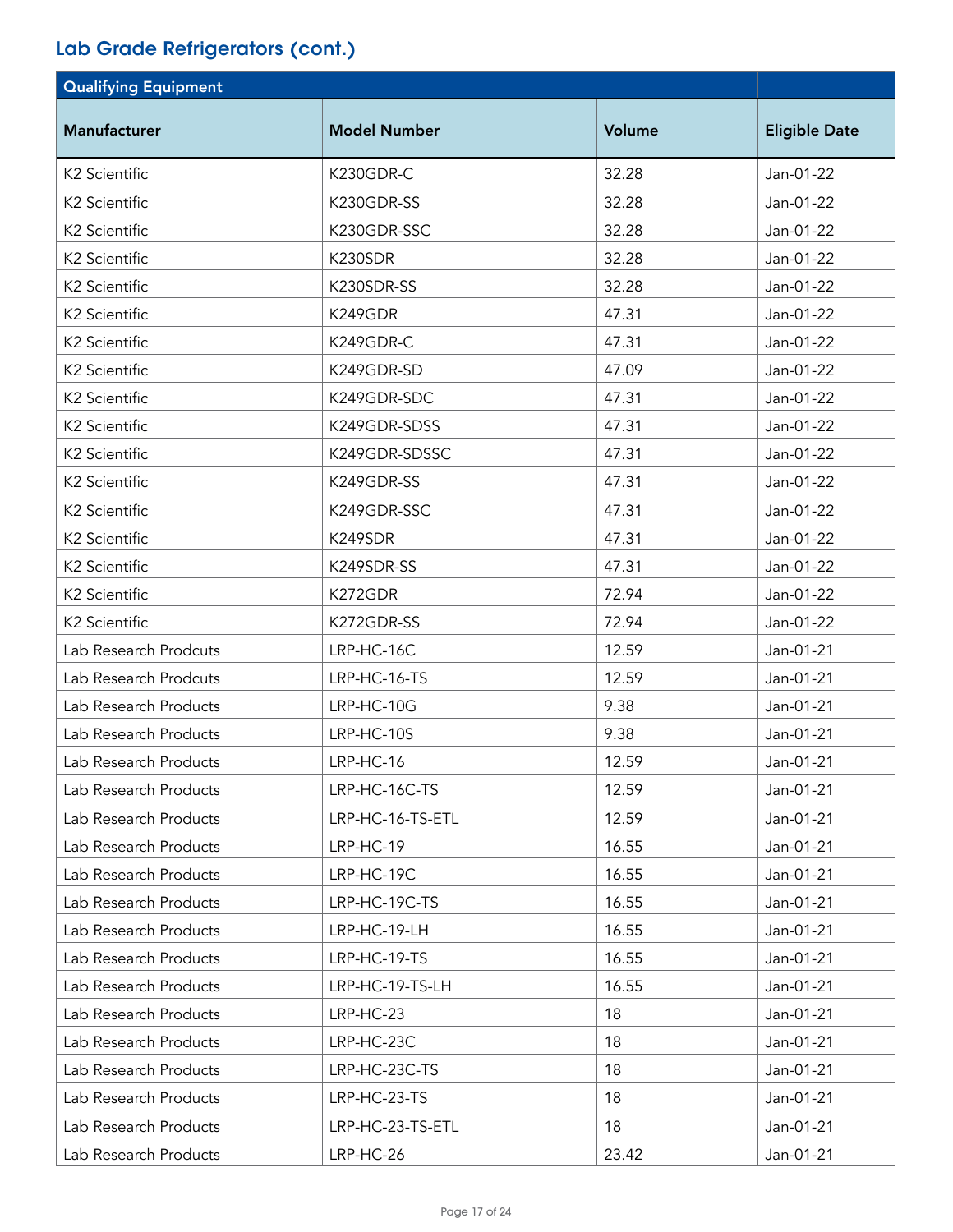## Lab Grade Refrigerators (cont.)

| Qualifying Equipment | | | |
|---|---|---|---|
| **Manufacturer** | **Model Number** | **Volume** | **Eligible Date** |
| K2 Scientific | K230GDR-C | 32.28 | Jan-01-22 |
| K2 Scientific | K230GDR-SS | 32.28 | Jan-01-22 |
| K2 Scientific | K230GDR-SSC | 32.28 | Jan-01-22 |
| K2 Scientific | K230SDR | 32.28 | Jan-01-22 |
| K2 Scientific | K230SDR-SS | 32.28 | Jan-01-22 |
| K2 Scientific | K249GDR | 47.31 | Jan-01-22 |
| K2 Scientific | K249GDR-C | 47.31 | Jan-01-22 |
| K2 Scientific | K249GDR-SD | 47.09 | Jan-01-22 |
| K2 Scientific | K249GDR-SDC | 47.31 | Jan-01-22 |
| K2 Scientific | K249GDR-SDSS | 47.31 | Jan-01-22 |
| K2 Scientific | K249GDR-SDSSC | 47.31 | Jan-01-22 |
| K2 Scientific | K249GDR-SS | 47.31 | Jan-01-22 |
| K2 Scientific | K249GDR-SSC | 47.31 | Jan-01-22 |
| K2 Scientific | K249SDR | 47.31 | Jan-01-22 |
| K2 Scientific | K249SDR-SS | 47.31 | Jan-01-22 |
| K2 Scientific | K272GDR | 72.94 | Jan-01-22 |
| K2 Scientific | K272GDR-SS | 72.94 | Jan-01-22 |
| Lab Research Prodcuts | LRP-HC-16C | 12.59 | Jan-01-21 |
| Lab Research Prodcuts | LRP-HC-16-TS | 12.59 | Jan-01-21 |
| Lab Research Products | LRP-HC-10G | 9.38 | Jan-01-21 |
| Lab Research Products | LRP-HC-10S | 9.38 | Jan-01-21 |
| Lab Research Products | LRP-HC-16 | 12.59 | Jan-01-21 |
| Lab Research Products | LRP-HC-16C-TS | 12.59 | Jan-01-21 |
| Lab Research Products | LRP-HC-16-TS-ETL | 12.59 | Jan-01-21 |
| Lab Research Products | LRP-HC-19 | 16.55 | Jan-01-21 |
| Lab Research Products | LRP-HC-19C | 16.55 | Jan-01-21 |
| Lab Research Products | LRP-HC-19C-TS | 16.55 | Jan-01-21 |
| Lab Research Products | LRP-HC-19-LH | 16.55 | Jan-01-21 |
| Lab Research Products | LRP-HC-19-TS | 16.55 | Jan-01-21 |
| Lab Research Products | LRP-HC-19-TS-LH | 16.55 | Jan-01-21 |
| Lab Research Products | LRP-HC-23 | 18 | Jan-01-21 |
| Lab Research Products | LRP-HC-23C | 18 | Jan-01-21 |
| Lab Research Products | LRP-HC-23C-TS | 18 | Jan-01-21 |
| Lab Research Products | LRP-HC-23-TS | 18 | Jan-01-21 |
| Lab Research Products | LRP-HC-23-TS-ETL | 18 | Jan-01-21 |
| Lab Research Products | LRP-HC-26 | 23.42 | Jan-01-21 |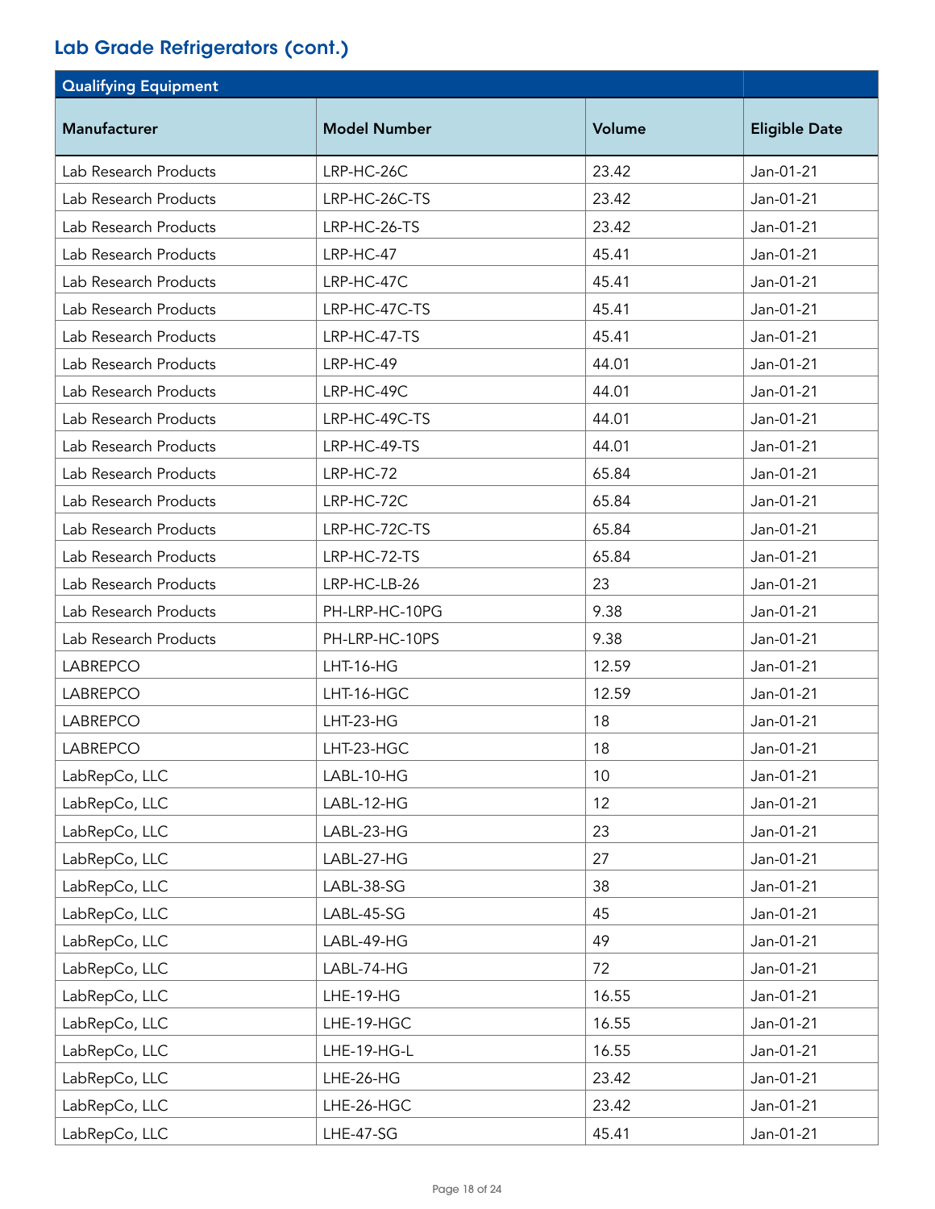## Lab Grade Refrigerators (cont.)

| Qualifying Equipment | | | |
|---|---|---|---|
| **Manufacturer** | **Model Number** | **Volume** | **Eligible Date** |
| Lab Research Products | LRP-HC-26C | 23.42 | Jan-01-21 |
| Lab Research Products | LRP-HC-26C-TS | 23.42 | Jan-01-21 |
| Lab Research Products | LRP-HC-26-TS | 23.42 | Jan-01-21 |
| Lab Research Products | LRP-HC-47 | 45.41 | Jan-01-21 |
| Lab Research Products | LRP-HC-47C | 45.41 | Jan-01-21 |
| Lab Research Products | LRP-HC-47C-TS | 45.41 | Jan-01-21 |
| Lab Research Products | LRP-HC-47-TS | 45.41 | Jan-01-21 |
| Lab Research Products | LRP-HC-49 | 44.01 | Jan-01-21 |
| Lab Research Products | LRP-HC-49C | 44.01 | Jan-01-21 |
| Lab Research Products | LRP-HC-49C-TS | 44.01 | Jan-01-21 |
| Lab Research Products | LRP-HC-49-TS | 44.01 | Jan-01-21 |
| Lab Research Products | LRP-HC-72 | 65.84 | Jan-01-21 |
| Lab Research Products | LRP-HC-72C | 65.84 | Jan-01-21 |
| Lab Research Products | LRP-HC-72C-TS | 65.84 | Jan-01-21 |
| Lab Research Products | LRP-HC-72-TS | 65.84 | Jan-01-21 |
| Lab Research Products | LRP-HC-LB-26 | 23 | Jan-01-21 |
| Lab Research Products | PH-LRP-HC-10PG | 9.38 | Jan-01-21 |
| Lab Research Products | PH-LRP-HC-10PS | 9.38 | Jan-01-21 |
| LABREPCO | LHT-16-HG | 12.59 | Jan-01-21 |
| LABREPCO | LHT-16-HGC | 12.59 | Jan-01-21 |
| LABREPCO | LHT-23-HG | 18 | Jan-01-21 |
| LABREPCO | LHT-23-HGC | 18 | Jan-01-21 |
| LabRepCo, LLC | LABL-10-HG | 10 | Jan-01-21 |
| LabRepCo, LLC | LABL-12-HG | 12 | Jan-01-21 |
| LabRepCo, LLC | LABL-23-HG | 23 | Jan-01-21 |
| LabRepCo, LLC | LABL-27-HG | 27 | Jan-01-21 |
| LabRepCo, LLC | LABL-38-SG | 38 | Jan-01-21 |
| LabRepCo, LLC | LABL-45-SG | 45 | Jan-01-21 |
| LabRepCo, LLC | LABL-49-HG | 49 | Jan-01-21 |
| LabRepCo, LLC | LABL-74-HG | 72 | Jan-01-21 |
| LabRepCo, LLC | LHE-19-HG | 16.55 | Jan-01-21 |
| LabRepCo, LLC | LHE-19-HGC | 16.55 | Jan-01-21 |
| LabRepCo, LLC | LHE-19-HG-L | 16.55 | Jan-01-21 |
| LabRepCo, LLC | LHE-26-HG | 23.42 | Jan-01-21 |
| LabRepCo, LLC | LHE-26-HGC | 23.42 | Jan-01-21 |
| LabRepCo, LLC | LHE-47-SG | 45.41 | Jan-01-21 |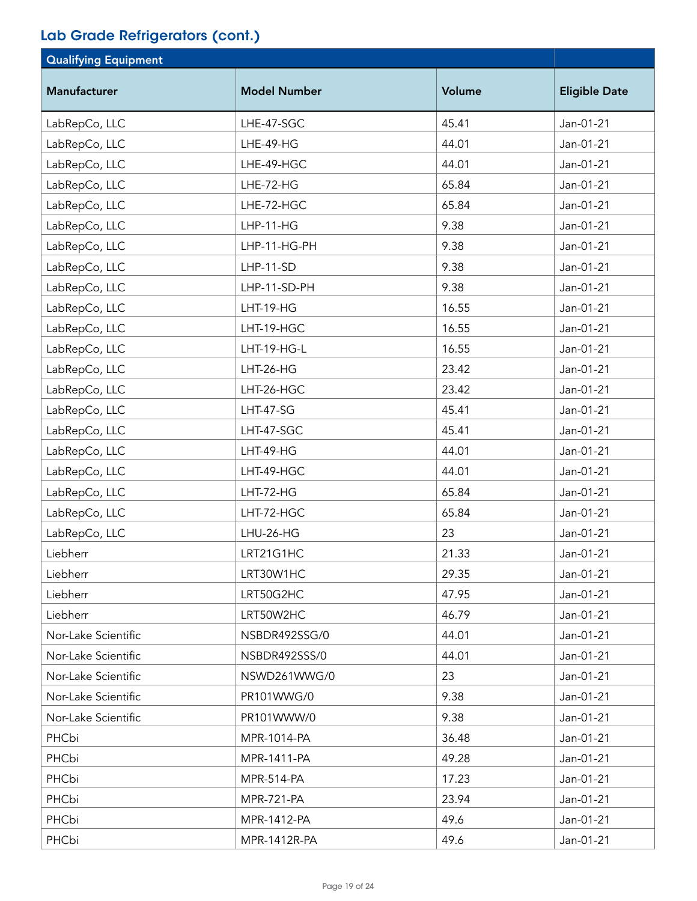## Lab Grade Refrigerators (cont.)

| Qualifying Equipment | | | |
|---|---|---|---|
| **Manufacturer** | **Model Number** | **Volume** | **Eligible Date** |
| LabRepCo, LLC | LHE-47-SGC | 45.41 | Jan-01-21 |
| LabRepCo, LLC | LHE-49-HG | 44.01 | Jan-01-21 |
| LabRepCo, LLC | LHE-49-HGC | 44.01 | Jan-01-21 |
| LabRepCo, LLC | LHE-72-HG | 65.84 | Jan-01-21 |
| LabRepCo, LLC | LHE-72-HGC | 65.84 | Jan-01-21 |
| LabRepCo, LLC | LHP-11-HG | 9.38 | Jan-01-21 |
| LabRepCo, LLC | LHP-11-HG-PH | 9.38 | Jan-01-21 |
| LabRepCo, LLC | LHP-11-SD | 9.38 | Jan-01-21 |
| LabRepCo, LLC | LHP-11-SD-PH | 9.38 | Jan-01-21 |
| LabRepCo, LLC | LHT-19-HG | 16.55 | Jan-01-21 |
| LabRepCo, LLC | LHT-19-HGC | 16.55 | Jan-01-21 |
| LabRepCo, LLC | LHT-19-HG-L | 16.55 | Jan-01-21 |
| LabRepCo, LLC | LHT-26-HG | 23.42 | Jan-01-21 |
| LabRepCo, LLC | LHT-26-HGC | 23.42 | Jan-01-21 |
| LabRepCo, LLC | LHT-47-SG | 45.41 | Jan-01-21 |
| LabRepCo, LLC | LHT-47-SGC | 45.41 | Jan-01-21 |
| LabRepCo, LLC | LHT-49-HG | 44.01 | Jan-01-21 |
| LabRepCo, LLC | LHT-49-HGC | 44.01 | Jan-01-21 |
| LabRepCo, LLC | LHT-72-HG | 65.84 | Jan-01-21 |
| LabRepCo, LLC | LHT-72-HGC | 65.84 | Jan-01-21 |
| LabRepCo, LLC | LHU-26-HG | 23 | Jan-01-21 |
| Liebherr | LRT21G1HC | 21.33 | Jan-01-21 |
| Liebherr | LRT30W1HC | 29.35 | Jan-01-21 |
| Liebherr | LRT50G2HC | 47.95 | Jan-01-21 |
| Liebherr | LRT50W2HC | 46.79 | Jan-01-21 |
| Nor-Lake Scientific | NSBDR492SSG/0 | 44.01 | Jan-01-21 |
| Nor-Lake Scientific | NSBDR492SSS/0 | 44.01 | Jan-01-21 |
| Nor-Lake Scientific | NSWD261WWG/0 | 23 | Jan-01-21 |
| Nor-Lake Scientific | PR101WWG/0 | 9.38 | Jan-01-21 |
| Nor-Lake Scientific | PR101WWW/0 | 9.38 | Jan-01-21 |
| PHCbi | MPR-1014-PA | 36.48 | Jan-01-21 |
| PHCbi | MPR-1411-PA | 49.28 | Jan-01-21 |
| PHCbi | MPR-514-PA | 17.23 | Jan-01-21 |
| PHCbi | MPR-721-PA | 23.94 | Jan-01-21 |
| PHCbi | MPR-1412-PA | 49.6 | Jan-01-21 |
| PHCbi | MPR-1412R-PA | 49.6 | Jan-01-21 |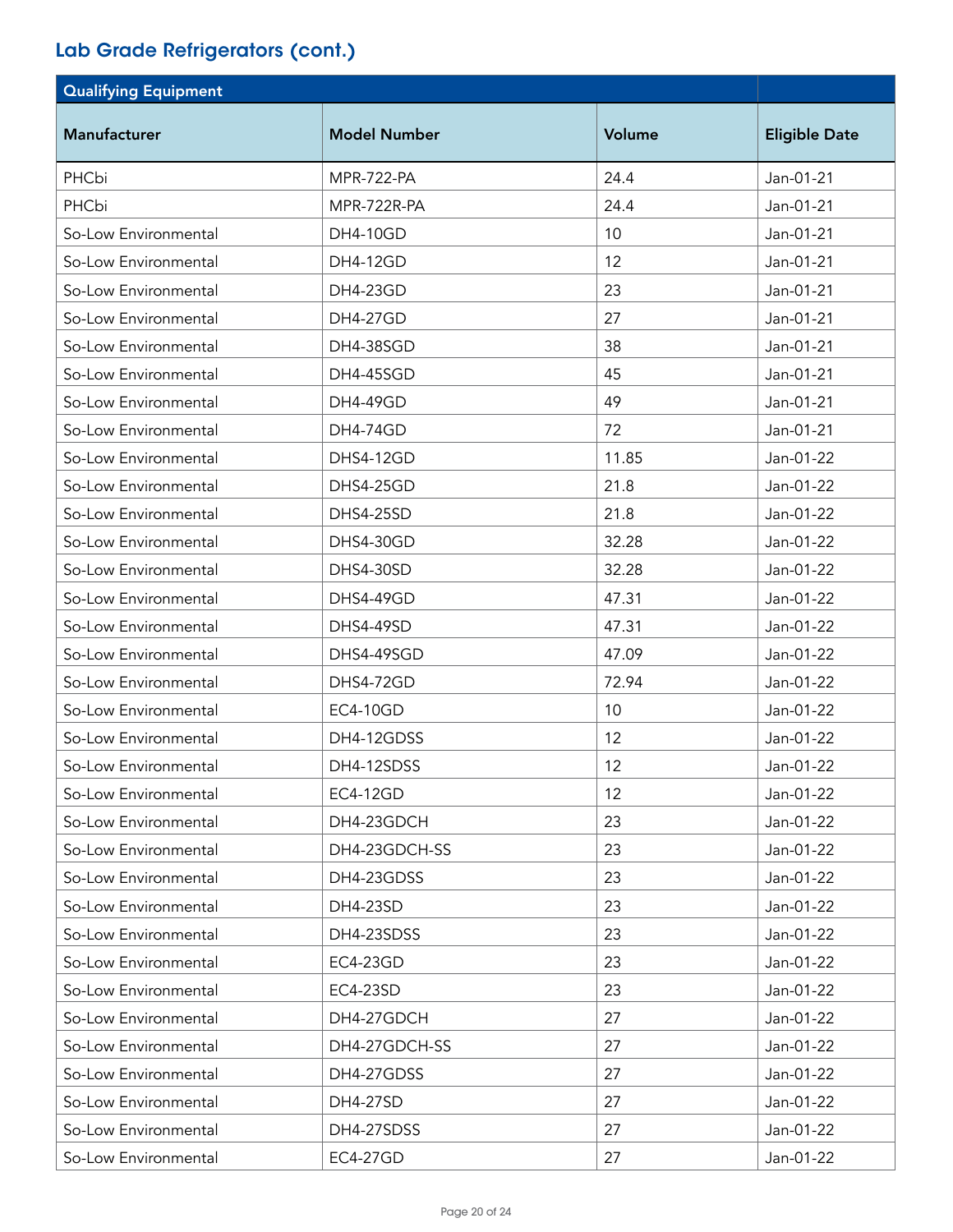## Lab Grade Refrigerators (cont.)

| Qualifying Equipment | | | |
|---|---|---|---|
| **Manufacturer** | **Model Number** | **Volume** | **Eligible Date** |
| PHCbi | MPR-722-PA | 24.4 | Jan-01-21 |
| PHCbi | MPR-722R-PA | 24.4 | Jan-01-21 |
| So-Low Environmental | DH4-10GD | 10 | Jan-01-21 |
| So-Low Environmental | DH4-12GD | 12 | Jan-01-21 |
| So-Low Environmental | DH4-23GD | 23 | Jan-01-21 |
| So-Low Environmental | DH4-27GD | 27 | Jan-01-21 |
| So-Low Environmental | DH4-38SGD | 38 | Jan-01-21 |
| So-Low Environmental | DH4-45SGD | 45 | Jan-01-21 |
| So-Low Environmental | DH4-49GD | 49 | Jan-01-21 |
| So-Low Environmental | DH4-74GD | 72 | Jan-01-21 |
| So-Low Environmental | DHS4-12GD | 11.85 | Jan-01-22 |
| So-Low Environmental | DHS4-25GD | 21.8 | Jan-01-22 |
| So-Low Environmental | DHS4-25SD | 21.8 | Jan-01-22 |
| So-Low Environmental | DHS4-30GD | 32.28 | Jan-01-22 |
| So-Low Environmental | DHS4-30SD | 32.28 | Jan-01-22 |
| So-Low Environmental | DHS4-49GD | 47.31 | Jan-01-22 |
| So-Low Environmental | DHS4-49SD | 47.31 | Jan-01-22 |
| So-Low Environmental | DHS4-49SGD | 47.09 | Jan-01-22 |
| So-Low Environmental | DHS4-72GD | 72.94 | Jan-01-22 |
| So-Low Environmental | EC4-10GD | 10 | Jan-01-22 |
| So-Low Environmental | DH4-12GDSS | 12 | Jan-01-22 |
| So-Low Environmental | DH4-12SDSS | 12 | Jan-01-22 |
| So-Low Environmental | EC4-12GD | 12 | Jan-01-22 |
| So-Low Environmental | DH4-23GDCH | 23 | Jan-01-22 |
| So-Low Environmental | DH4-23GDCH-SS | 23 | Jan-01-22 |
| So-Low Environmental | DH4-23GDSS | 23 | Jan-01-22 |
| So-Low Environmental | DH4-23SD | 23 | Jan-01-22 |
| So-Low Environmental | DH4-23SDSS | 23 | Jan-01-22 |
| So-Low Environmental | EC4-23GD | 23 | Jan-01-22 |
| So-Low Environmental | EC4-23SD | 23 | Jan-01-22 |
| So-Low Environmental | DH4-27GDCH | 27 | Jan-01-22 |
| So-Low Environmental | DH4-27GDCH-SS | 27 | Jan-01-22 |
| So-Low Environmental | DH4-27GDSS | 27 | Jan-01-22 |
| So-Low Environmental | DH4-27SD | 27 | Jan-01-22 |
| So-Low Environmental | DH4-27SDSS | 27 | Jan-01-22 |
| So-Low Environmental | EC4-27GD | 27 | Jan-01-22 |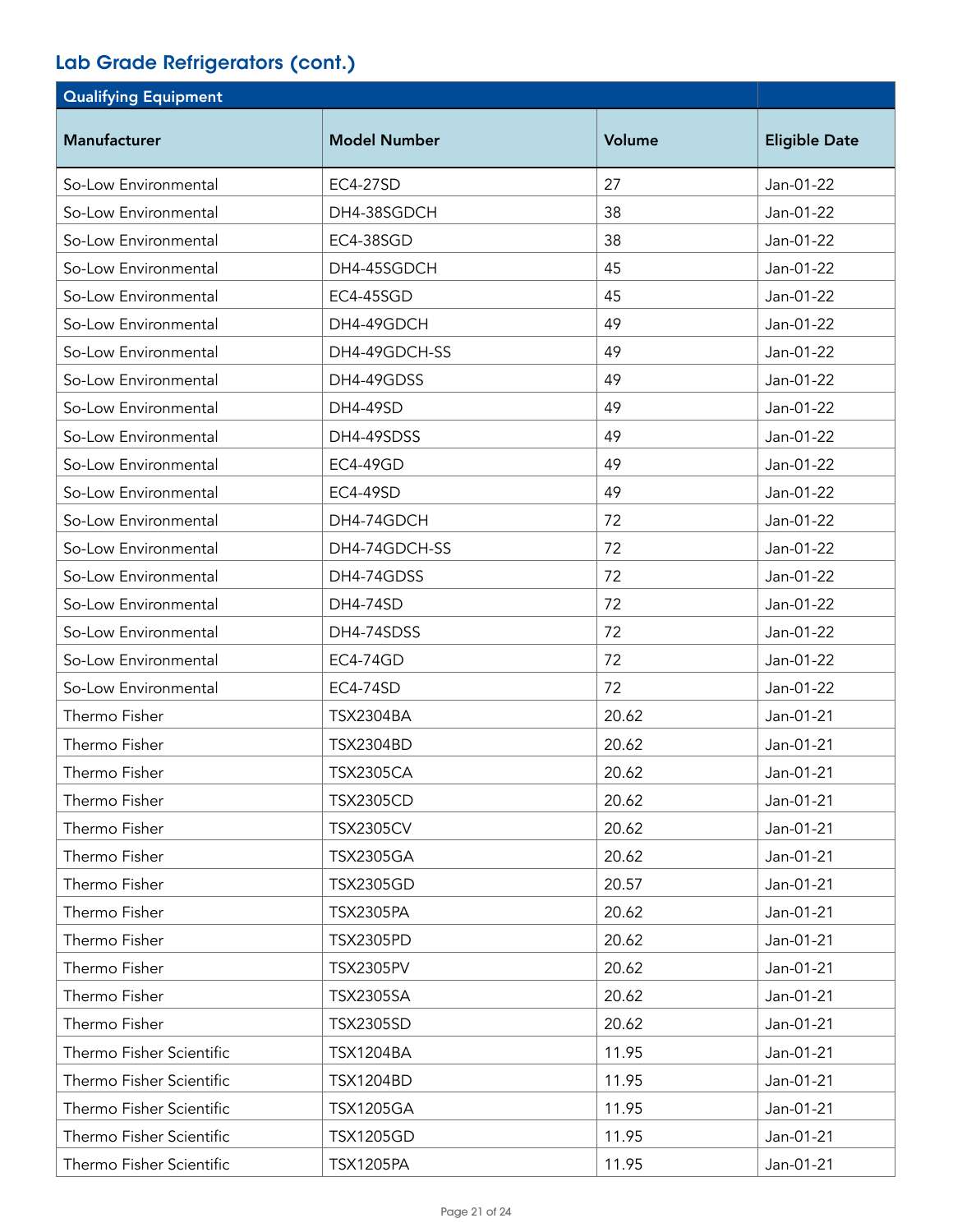## Lab Grade Refrigerators (cont.)

| Qualifying Equipment | | | |
|---|---|---|---|
| **Manufacturer** | **Model Number** | **Volume** | **Eligible Date** |
| So-Low Environmental | EC4-27SD | 27 | Jan-01-22 |
| So-Low Environmental | DH4-38SGDCH | 38 | Jan-01-22 |
| So-Low Environmental | EC4-38SGD | 38 | Jan-01-22 |
| So-Low Environmental | DH4-45SGDCH | 45 | Jan-01-22 |
| So-Low Environmental | EC4-45SGD | 45 | Jan-01-22 |
| So-Low Environmental | DH4-49GDCH | 49 | Jan-01-22 |
| So-Low Environmental | DH4-49GDCH-SS | 49 | Jan-01-22 |
| So-Low Environmental | DH4-49GDSS | 49 | Jan-01-22 |
| So-Low Environmental | DH4-49SD | 49 | Jan-01-22 |
| So-Low Environmental | DH4-49SDSS | 49 | Jan-01-22 |
| So-Low Environmental | EC4-49GD | 49 | Jan-01-22 |
| So-Low Environmental | EC4-49SD | 49 | Jan-01-22 |
| So-Low Environmental | DH4-74GDCH | 72 | Jan-01-22 |
| So-Low Environmental | DH4-74GDCH-SS | 72 | Jan-01-22 |
| So-Low Environmental | DH4-74GDSS | 72 | Jan-01-22 |
| So-Low Environmental | DH4-74SD | 72 | Jan-01-22 |
| So-Low Environmental | DH4-74SDSS | 72 | Jan-01-22 |
| So-Low Environmental | EC4-74GD | 72 | Jan-01-22 |
| So-Low Environmental | EC4-74SD | 72 | Jan-01-22 |
| Thermo Fisher | TSX2304BA | 20.62 | Jan-01-21 |
| Thermo Fisher | TSX2304BD | 20.62 | Jan-01-21 |
| Thermo Fisher | TSX2305CA | 20.62 | Jan-01-21 |
| Thermo Fisher | TSX2305CD | 20.62 | Jan-01-21 |
| Thermo Fisher | TSX2305CV | 20.62 | Jan-01-21 |
| Thermo Fisher | TSX2305GA | 20.62 | Jan-01-21 |
| Thermo Fisher | TSX2305GD | 20.57 | Jan-01-21 |
| Thermo Fisher | TSX2305PA | 20.62 | Jan-01-21 |
| Thermo Fisher | TSX2305PD | 20.62 | Jan-01-21 |
| Thermo Fisher | TSX2305PV | 20.62 | Jan-01-21 |
| Thermo Fisher | TSX2305SA | 20.62 | Jan-01-21 |
| Thermo Fisher | TSX2305SD | 20.62 | Jan-01-21 |
| Thermo Fisher Scientific | TSX1204BA | 11.95 | Jan-01-21 |
| Thermo Fisher Scientific | TSX1204BD | 11.95 | Jan-01-21 |
| Thermo Fisher Scientific | TSX1205GA | 11.95 | Jan-01-21 |
| Thermo Fisher Scientific | TSX1205GD | 11.95 | Jan-01-21 |
| Thermo Fisher Scientific | TSX1205PA | 11.95 | Jan-01-21 |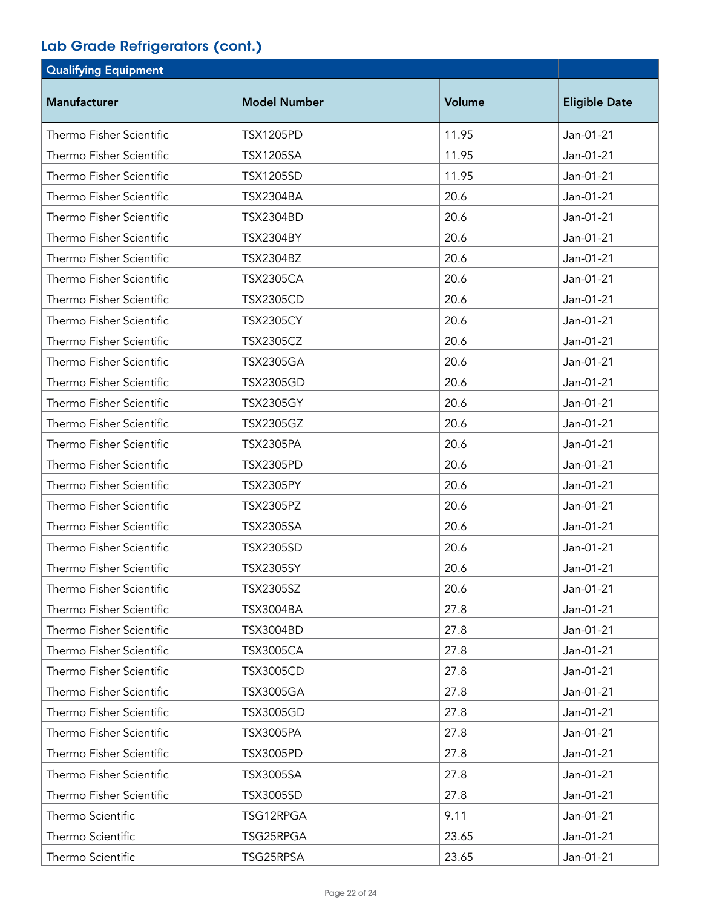## Lab Grade Refrigerators (cont.)

| Qualifying Equipment | | | |
|---|---|---|---|
| **Manufacturer** | **Model Number** | **Volume** | **Eligible Date** |
| Thermo Fisher Scientific | TSX1205PD | 11.95 | Jan-01-21 |
| Thermo Fisher Scientific | TSX1205SA | 11.95 | Jan-01-21 |
| Thermo Fisher Scientific | TSX1205SD | 11.95 | Jan-01-21 |
| Thermo Fisher Scientific | TSX2304BA | 20.6 | Jan-01-21 |
| Thermo Fisher Scientific | TSX2304BD | 20.6 | Jan-01-21 |
| Thermo Fisher Scientific | TSX2304BY | 20.6 | Jan-01-21 |
| Thermo Fisher Scientific | TSX2304BZ | 20.6 | Jan-01-21 |
| Thermo Fisher Scientific | TSX2305CA | 20.6 | Jan-01-21 |
| Thermo Fisher Scientific | TSX2305CD | 20.6 | Jan-01-21 |
| Thermo Fisher Scientific | TSX2305CY | 20.6 | Jan-01-21 |
| Thermo Fisher Scientific | TSX2305CZ | 20.6 | Jan-01-21 |
| Thermo Fisher Scientific | TSX2305GA | 20.6 | Jan-01-21 |
| Thermo Fisher Scientific | TSX2305GD | 20.6 | Jan-01-21 |
| Thermo Fisher Scientific | TSX2305GY | 20.6 | Jan-01-21 |
| Thermo Fisher Scientific | TSX2305GZ | 20.6 | Jan-01-21 |
| Thermo Fisher Scientific | TSX2305PA | 20.6 | Jan-01-21 |
| Thermo Fisher Scientific | TSX2305PD | 20.6 | Jan-01-21 |
| Thermo Fisher Scientific | TSX2305PY | 20.6 | Jan-01-21 |
| Thermo Fisher Scientific | TSX2305PZ | 20.6 | Jan-01-21 |
| Thermo Fisher Scientific | TSX2305SA | 20.6 | Jan-01-21 |
| Thermo Fisher Scientific | TSX2305SD | 20.6 | Jan-01-21 |
| Thermo Fisher Scientific | TSX2305SY | 20.6 | Jan-01-21 |
| Thermo Fisher Scientific | TSX2305SZ | 20.6 | Jan-01-21 |
| Thermo Fisher Scientific | TSX3004BA | 27.8 | Jan-01-21 |
| Thermo Fisher Scientific | TSX3004BD | 27.8 | Jan-01-21 |
| Thermo Fisher Scientific | TSX3005CA | 27.8 | Jan-01-21 |
| Thermo Fisher Scientific | TSX3005CD | 27.8 | Jan-01-21 |
| Thermo Fisher Scientific | TSX3005GA | 27.8 | Jan-01-21 |
| Thermo Fisher Scientific | TSX3005GD | 27.8 | Jan-01-21 |
| Thermo Fisher Scientific | TSX3005PA | 27.8 | Jan-01-21 |
| Thermo Fisher Scientific | TSX3005PD | 27.8 | Jan-01-21 |
| Thermo Fisher Scientific | TSX3005SA | 27.8 | Jan-01-21 |
| Thermo Fisher Scientific | TSX3005SD | 27.8 | Jan-01-21 |
| Thermo Scientific | TSG12RPGA | 9.11 | Jan-01-21 |
| Thermo Scientific | TSG25RPGA | 23.65 | Jan-01-21 |
| Thermo Scientific | TSG25RPSA | 23.65 | Jan-01-21 |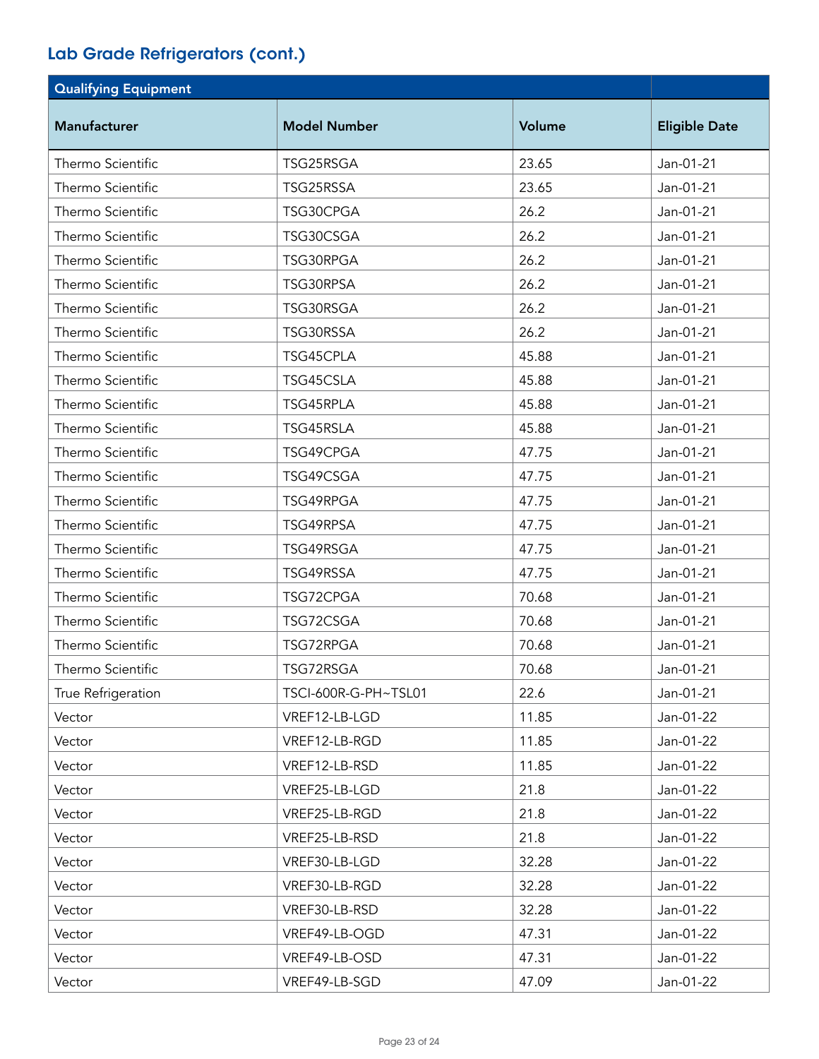## Lab Grade Refrigerators (cont.)

| Qualifying Equipment | | | |
|---|---|---|---|
| **Manufacturer** | **Model Number** | **Volume** | **Eligible Date** |
| Thermo Scientific | TSG25RSGA | 23.65 | Jan-01-21 |
| Thermo Scientific | TSG25RSSA | 23.65 | Jan-01-21 |
| Thermo Scientific | TSG30CPGA | 26.2 | Jan-01-21 |
| Thermo Scientific | TSG30CSGA | 26.2 | Jan-01-21 |
| Thermo Scientific | TSG30RPGA | 26.2 | Jan-01-21 |
| Thermo Scientific | TSG30RPSA | 26.2 | Jan-01-21 |
| Thermo Scientific | TSG30RSGA | 26.2 | Jan-01-21 |
| Thermo Scientific | TSG30RSSA | 26.2 | Jan-01-21 |
| Thermo Scientific | TSG45CPLA | 45.88 | Jan-01-21 |
| Thermo Scientific | TSG45CSLA | 45.88 | Jan-01-21 |
| Thermo Scientific | TSG45RPLA | 45.88 | Jan-01-21 |
| Thermo Scientific | TSG45RSLA | 45.88 | Jan-01-21 |
| Thermo Scientific | TSG49CPGA | 47.75 | Jan-01-21 |
| Thermo Scientific | TSG49CSGA | 47.75 | Jan-01-21 |
| Thermo Scientific | TSG49RPGA | 47.75 | Jan-01-21 |
| Thermo Scientific | TSG49RPSA | 47.75 | Jan-01-21 |
| Thermo Scientific | TSG49RSGA | 47.75 | Jan-01-21 |
| Thermo Scientific | TSG49RSSA | 47.75 | Jan-01-21 |
| Thermo Scientific | TSG72CPGA | 70.68 | Jan-01-21 |
| Thermo Scientific | TSG72CSGA | 70.68 | Jan-01-21 |
| Thermo Scientific | TSG72RPGA | 70.68 | Jan-01-21 |
| Thermo Scientific | TSG72RSGA | 70.68 | Jan-01-21 |
| True Refrigeration | TSCI-600R-G-PH~TSL01 | 22.6 | Jan-01-21 |
| Vector | VREF12-LB-LGD | 11.85 | Jan-01-22 |
| Vector | VREF12-LB-RGD | 11.85 | Jan-01-22 |
| Vector | VREF12-LB-RSD | 11.85 | Jan-01-22 |
| Vector | VREF25-LB-LGD | 21.8 | Jan-01-22 |
| Vector | VREF25-LB-RGD | 21.8 | Jan-01-22 |
| Vector | VREF25-LB-RSD | 21.8 | Jan-01-22 |
| Vector | VREF30-LB-LGD | 32.28 | Jan-01-22 |
| Vector | VREF30-LB-RGD | 32.28 | Jan-01-22 |
| Vector | VREF30-LB-RSD | 32.28 | Jan-01-22 |
| Vector | VREF49-LB-OGD | 47.31 | Jan-01-22 |
| Vector | VREF49-LB-OSD | 47.31 | Jan-01-22 |
| Vector | VREF49-LB-SGD | 47.09 | Jan-01-22 |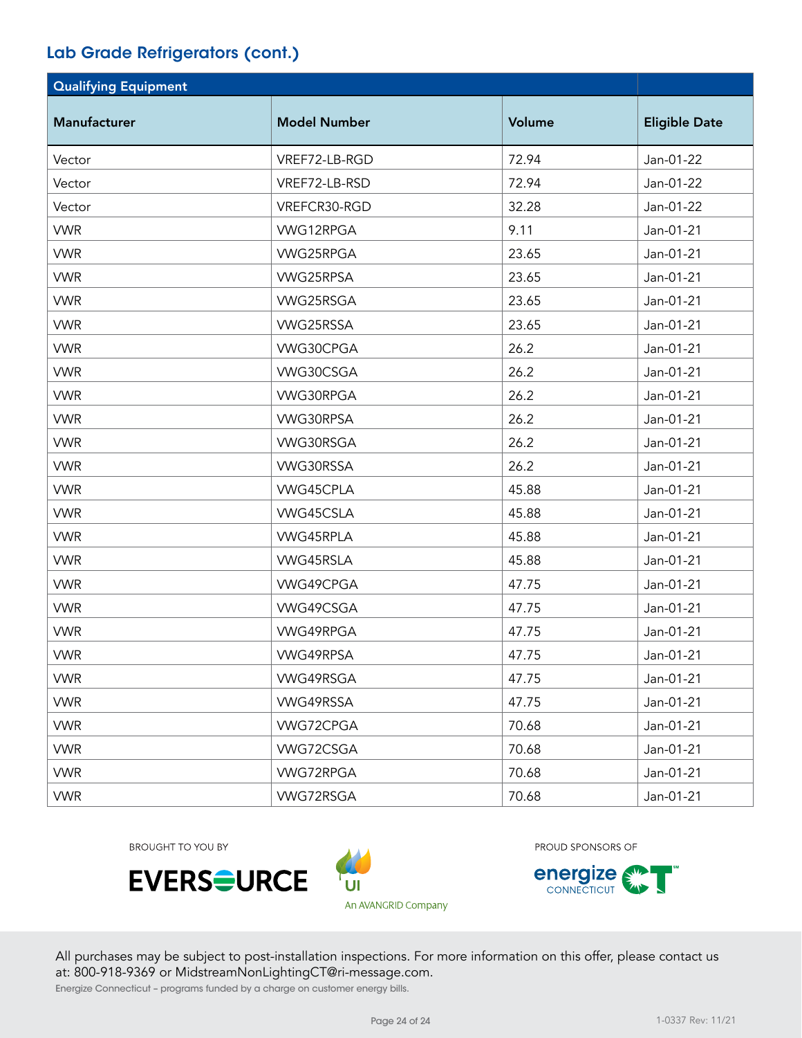## Lab Grade Refrigerators (cont.)

| Qualifying Equipment | | | |
|---|---|---|---|
| **Manufacturer** | **Model Number** | **Volume** | **Eligible Date** |
| Vector | VREF72-LB-RGD | 72.94 | Jan-01-22 |
| Vector | VREF72-LB-RSD | 72.94 | Jan-01-22 |
| Vector | VREFCR30-RGD | 32.28 | Jan-01-22 |
| VWR | VWG12RPGA | 9.11 | Jan-01-21 |
| VWR | VWG25RPGA | 23.65 | Jan-01-21 |
| VWR | VWG25RPSA | 23.65 | Jan-01-21 |
| VWR | VWG25RSGA | 23.65 | Jan-01-21 |
| VWR | VWG25RSSA | 23.65 | Jan-01-21 |
| VWR | VWG30CPGA | 26.2 | Jan-01-21 |
| VWR | VWG30CSGA | 26.2 | Jan-01-21 |
| VWR | VWG30RPGA | 26.2 | Jan-01-21 |
| VWR | VWG30RPSA | 26.2 | Jan-01-21 |
| VWR | VWG30RSGA | 26.2 | Jan-01-21 |
| VWR | VWG30RSSA | 26.2 | Jan-01-21 |
| VWR | VWG45CPLA | 45.88 | Jan-01-21 |
| VWR | VWG45CSLA | 45.88 | Jan-01-21 |
| VWR | VWG45RPLA | 45.88 | Jan-01-21 |
| VWR | VWG45RSLA | 45.88 | Jan-01-21 |
| VWR | VWG49CPGA | 47.75 | Jan-01-21 |
| VWR | VWG49CSGA | 47.75 | Jan-01-21 |
| VWR | VWG49RPGA | 47.75 | Jan-01-21 |
| VWR | VWG49RPSA | 47.75 | Jan-01-21 |
| VWR | VWG49RSGA | 47.75 | Jan-01-21 |
| VWR | VWG49RSSA | 47.75 | Jan-01-21 |
| VWR | VWG72CPGA | 70.68 | Jan-01-21 |
| VWR | VWG72CSGA | 70.68 | Jan-01-21 |
| VWR | VWG72RPGA | 70.68 | Jan-01-21 |
| VWR | VWG72RSGA | 70.68 | Jan-01-21 |

BROUGHT TO YOU BY

EVERSOURCE

UI An AVANGRID Company

PROUD SPONSORS OF

energize CONNECTICUT CT

All purchases may be subject to post-installation inspections. For more information on this offer, please contact us at: 800-918-9369 or MidstreamNonLightingCT@ri-message.com.

Energize Connecticut – programs funded by a charge on customer energy bills.

1-0337 Rev: 11/21